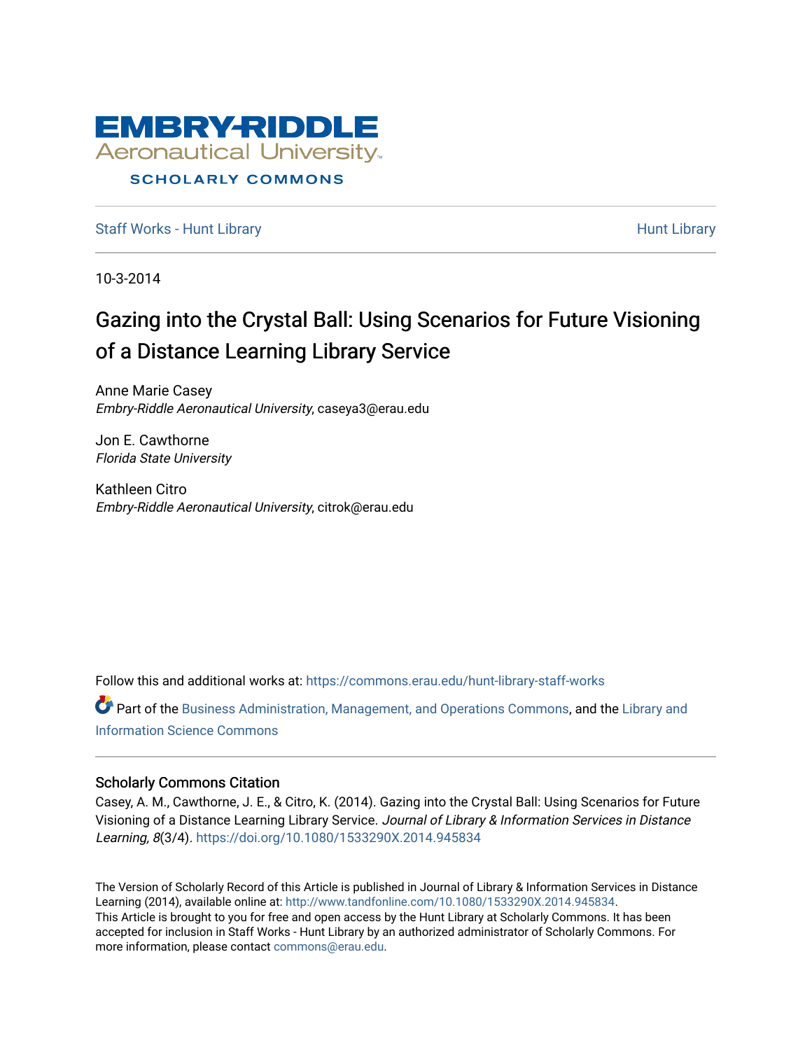# EMBRY-RIDDLE
Aeronautical University
SCHOLARLY COMMONS

Staff Works - Hunt Library | Hunt Library

10-3-2014

# Gazing into the Crystal Ball: Using Scenarios for Future Visioning of a Distance Learning Library Service

Anne Marie Casey
*Embry-Riddle Aeronautical University*, caseya3@erau.edu

Jon E. Cawthorne
*Florida State University*

Kathleen Citro
*Embry-Riddle Aeronautical University*, citrok@erau.edu

Follow this and additional works at: https://commons.erau.edu/hunt-library-staff-works

Part of the Business Administration, Management, and Operations Commons, and the Library and Information Science Commons

## Scholarly Commons Citation

Casey, A. M., Cawthorne, J. E., & Citro, K. (2014). Gazing into the Crystal Ball: Using Scenarios for Future Visioning of a Distance Learning Library Service. *Journal of Library & Information Services in Distance Learning, 8*(3/4). https://doi.org/10.1080/1533290X.2014.945834

The Version of Scholarly Record of this Article is published in Journal of Library & Information Services in Distance Learning (2014), available online at: http://www.tandfonline.com/10.1080/1533290X.2014.945834. This Article is brought to you for free and open access by the Hunt Library at Scholarly Commons. It has been accepted for inclusion in Staff Works - Hunt Library by an authorized administrator of Scholarly Commons. For more information, please contact commons@erau.edu.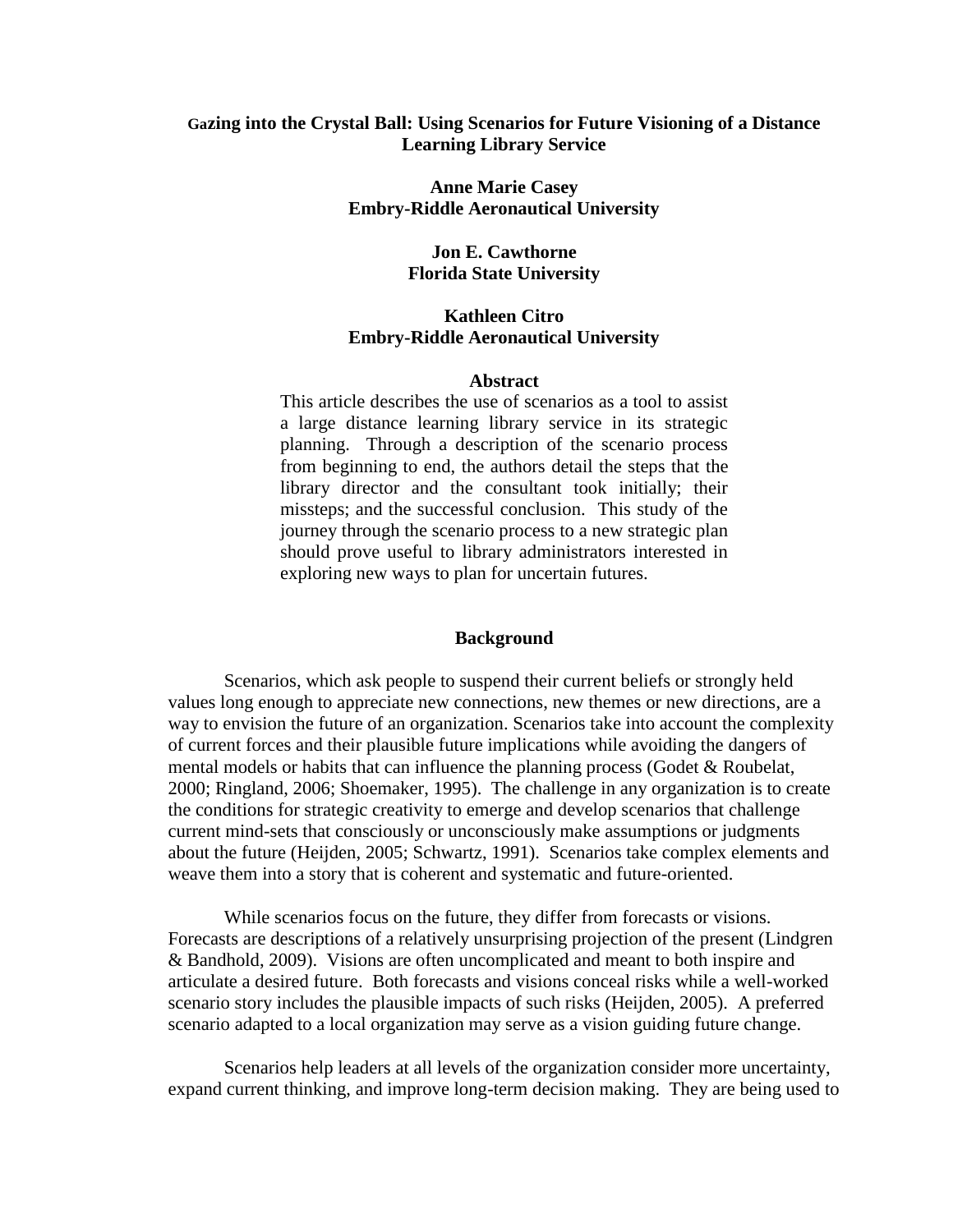# Gazing into the Crystal Ball: Using Scenarios for Future Visioning of a Distance Learning Library Service

**Anne Marie Casey**
**Embry-Riddle Aeronautical University**

**Jon E. Cawthorne**
**Florida State University**

**Kathleen Citro**
**Embry-Riddle Aeronautical University**

## Abstract

This article describes the use of scenarios as a tool to assist a large distance learning library service in its strategic planning. Through a description of the scenario process from beginning to end, the authors detail the steps that the library director and the consultant took initially; their missteps; and the successful conclusion. This study of the journey through the scenario process to a new strategic plan should prove useful to library administrators interested in exploring new ways to plan for uncertain futures.

## Background

Scenarios, which ask people to suspend their current beliefs or strongly held values long enough to appreciate new connections, new themes or new directions, are a way to envision the future of an organization. Scenarios take into account the complexity of current forces and their plausible future implications while avoiding the dangers of mental models or habits that can influence the planning process (Godet & Roubelat, 2000; Ringland, 2006; Shoemaker, 1995). The challenge in any organization is to create the conditions for strategic creativity to emerge and develop scenarios that challenge current mind-sets that consciously or unconsciously make assumptions or judgments about the future (Heijden, 2005; Schwartz, 1991). Scenarios take complex elements and weave them into a story that is coherent and systematic and future-oriented.

While scenarios focus on the future, they differ from forecasts or visions. Forecasts are descriptions of a relatively unsurprising projection of the present (Lindgren & Bandhold, 2009). Visions are often uncomplicated and meant to both inspire and articulate a desired future. Both forecasts and visions conceal risks while a well-worked scenario story includes the plausible impacts of such risks (Heijden, 2005). A preferred scenario adapted to a local organization may serve as a vision guiding future change.

Scenarios help leaders at all levels of the organization consider more uncertainty, expand current thinking, and improve long-term decision making. They are being used to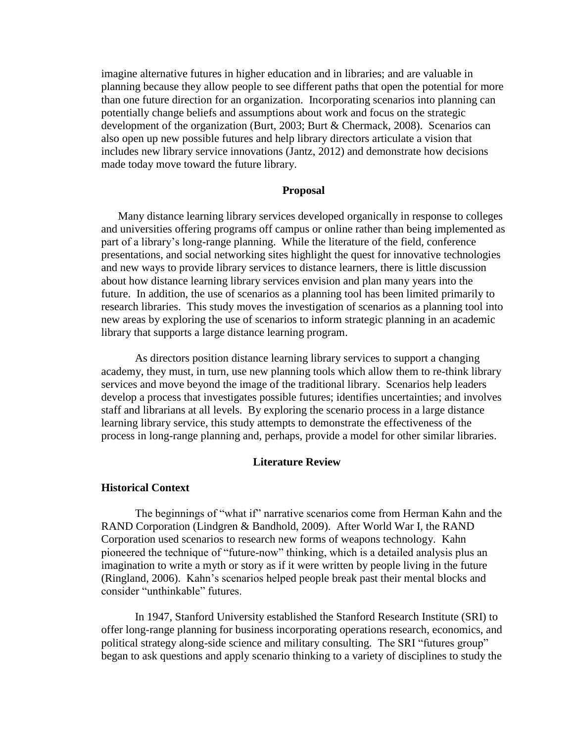imagine alternative futures in higher education and in libraries; and are valuable in planning because they allow people to see different paths that open the potential for more than one future direction for an organization. Incorporating scenarios into planning can potentially change beliefs and assumptions about work and focus on the strategic development of the organization (Burt, 2003; Burt & Chermack, 2008). Scenarios can also open up new possible futures and help library directors articulate a vision that includes new library service innovations (Jantz, 2012) and demonstrate how decisions made today move toward the future library.

## Proposal

Many distance learning library services developed organically in response to colleges and universities offering programs off campus or online rather than being implemented as part of a library's long-range planning. While the literature of the field, conference presentations, and social networking sites highlight the quest for innovative technologies and new ways to provide library services to distance learners, there is little discussion about how distance learning library services envision and plan many years into the future. In addition, the use of scenarios as a planning tool has been limited primarily to research libraries. This study moves the investigation of scenarios as a planning tool into new areas by exploring the use of scenarios to inform strategic planning in an academic library that supports a large distance learning program.

As directors position distance learning library services to support a changing academy, they must, in turn, use new planning tools which allow them to re-think library services and move beyond the image of the traditional library. Scenarios help leaders develop a process that investigates possible futures; identifies uncertainties; and involves staff and librarians at all levels. By exploring the scenario process in a large distance learning library service, this study attempts to demonstrate the effectiveness of the process in long-range planning and, perhaps, provide a model for other similar libraries.

## Literature Review

### Historical Context

The beginnings of "what if" narrative scenarios come from Herman Kahn and the RAND Corporation (Lindgren & Bandhold, 2009). After World War I, the RAND Corporation used scenarios to research new forms of weapons technology. Kahn pioneered the technique of "future-now" thinking, which is a detailed analysis plus an imagination to write a myth or story as if it were written by people living in the future (Ringland, 2006). Kahn's scenarios helped people break past their mental blocks and consider "unthinkable" futures.

In 1947, Stanford University established the Stanford Research Institute (SRI) to offer long-range planning for business incorporating operations research, economics, and political strategy along-side science and military consulting. The SRI "futures group" began to ask questions and apply scenario thinking to a variety of disciplines to study the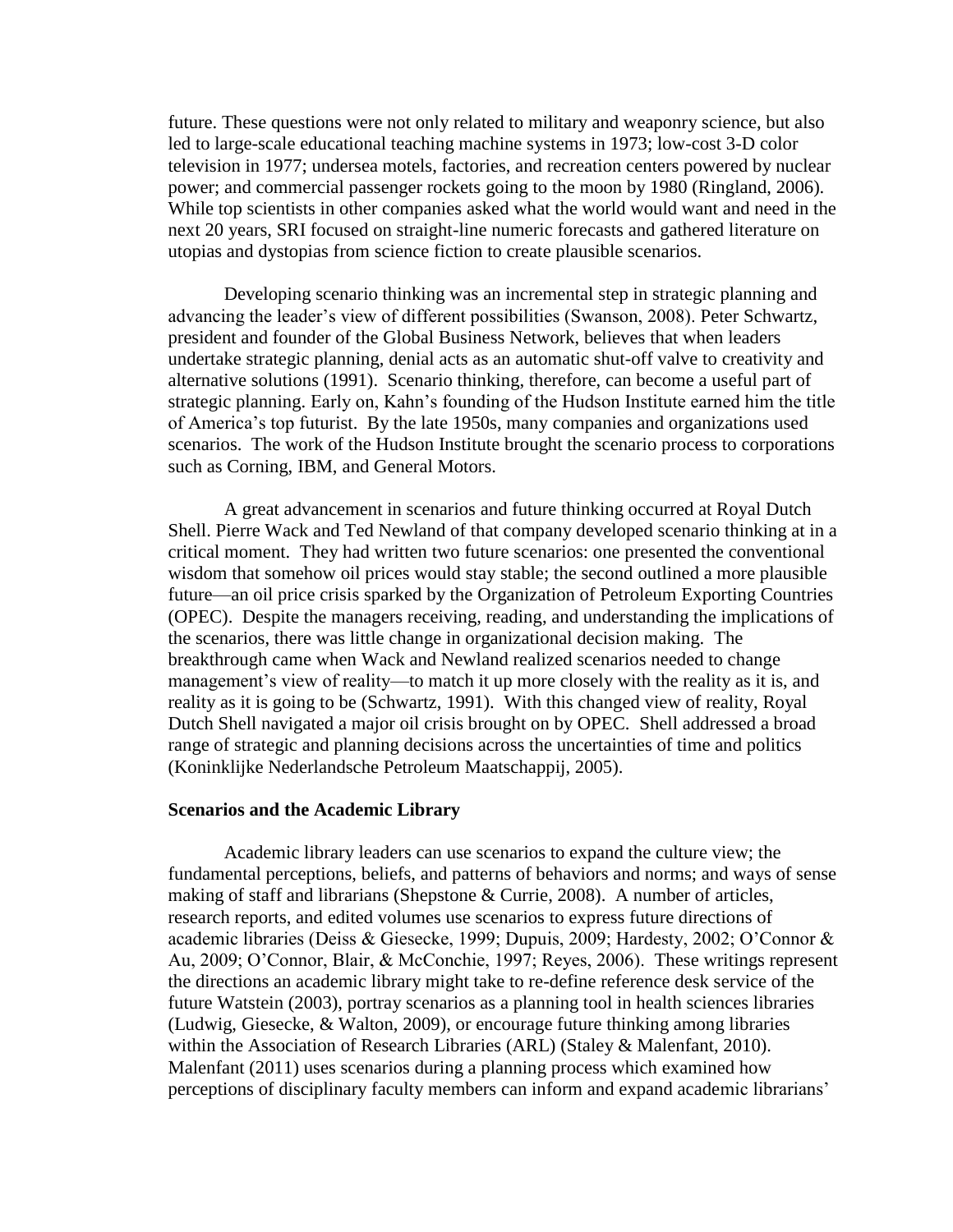future. These questions were not only related to military and weaponry science, but also led to large-scale educational teaching machine systems in 1973; low-cost 3-D color television in 1977; undersea motels, factories, and recreation centers powered by nuclear power; and commercial passenger rockets going to the moon by 1980 (Ringland, 2006). While top scientists in other companies asked what the world would want and need in the next 20 years, SRI focused on straight-line numeric forecasts and gathered literature on utopias and dystopias from science fiction to create plausible scenarios.

Developing scenario thinking was an incremental step in strategic planning and advancing the leader's view of different possibilities (Swanson, 2008). Peter Schwartz, president and founder of the Global Business Network, believes that when leaders undertake strategic planning, denial acts as an automatic shut-off valve to creativity and alternative solutions (1991). Scenario thinking, therefore, can become a useful part of strategic planning. Early on, Kahn's founding of the Hudson Institute earned him the title of America's top futurist. By the late 1950s, many companies and organizations used scenarios. The work of the Hudson Institute brought the scenario process to corporations such as Corning, IBM, and General Motors.

A great advancement in scenarios and future thinking occurred at Royal Dutch Shell. Pierre Wack and Ted Newland of that company developed scenario thinking at in a critical moment. They had written two future scenarios: one presented the conventional wisdom that somehow oil prices would stay stable; the second outlined a more plausible future—an oil price crisis sparked by the Organization of Petroleum Exporting Countries (OPEC). Despite the managers receiving, reading, and understanding the implications of the scenarios, there was little change in organizational decision making. The breakthrough came when Wack and Newland realized scenarios needed to change management's view of reality—to match it up more closely with the reality as it is, and reality as it is going to be (Schwartz, 1991). With this changed view of reality, Royal Dutch Shell navigated a major oil crisis brought on by OPEC. Shell addressed a broad range of strategic and planning decisions across the uncertainties of time and politics (Koninklijke Nederlandsche Petroleum Maatschappij, 2005).

**Scenarios and the Academic Library**

Academic library leaders can use scenarios to expand the culture view; the fundamental perceptions, beliefs, and patterns of behaviors and norms; and ways of sense making of staff and librarians (Shepstone & Currie, 2008). A number of articles, research reports, and edited volumes use scenarios to express future directions of academic libraries (Deiss & Giesecke, 1999; Dupuis, 2009; Hardesty, 2002; O'Connor & Au, 2009; O'Connor, Blair, & McConchie, 1997; Reyes, 2006). These writings represent the directions an academic library might take to re-define reference desk service of the future Watstein (2003), portray scenarios as a planning tool in health sciences libraries (Ludwig, Giesecke, & Walton, 2009), or encourage future thinking among libraries within the Association of Research Libraries (ARL) (Staley & Malenfant, 2010). Malenfant (2011) uses scenarios during a planning process which examined how perceptions of disciplinary faculty members can inform and expand academic librarians'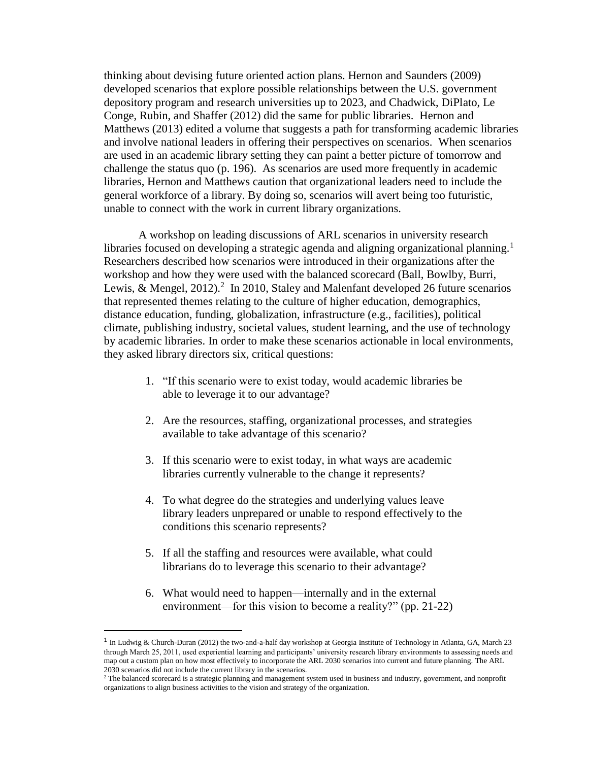thinking about devising future oriented action plans. Hernon and Saunders (2009) developed scenarios that explore possible relationships between the U.S. government depository program and research universities up to 2023, and Chadwick, DiPlato, Le Conge, Rubin, and Shaffer (2012) did the same for public libraries. Hernon and Matthews (2013) edited a volume that suggests a path for transforming academic libraries and involve national leaders in offering their perspectives on scenarios. When scenarios are used in an academic library setting they can paint a better picture of tomorrow and challenge the status quo (p. 196). As scenarios are used more frequently in academic libraries, Hernon and Matthews caution that organizational leaders need to include the general workforce of a library. By doing so, scenarios will avert being too futuristic, unable to connect with the work in current library organizations.

A workshop on leading discussions of ARL scenarios in university research libraries focused on developing a strategic agenda and aligning organizational planning.[1] Researchers described how scenarios were introduced in their organizations after the workshop and how they were used with the balanced scorecard (Ball, Bowlby, Burri, Lewis, & Mengel, 2012).[2] In 2010, Staley and Malenfant developed 26 future scenarios that represented themes relating to the culture of higher education, demographics, distance education, funding, globalization, infrastructure (e.g., facilities), political climate, publishing industry, societal values, student learning, and the use of technology by academic libraries. In order to make these scenarios actionable in local environments, they asked library directors six, critical questions:

1. "If this scenario were to exist today, would academic libraries be able to leverage it to our advantage?
2. Are the resources, staffing, organizational processes, and strategies available to take advantage of this scenario?
3. If this scenario were to exist today, in what ways are academic libraries currently vulnerable to the change it represents?
4. To what degree do the strategies and underlying values leave library leaders unprepared or unable to respond effectively to the conditions this scenario represents?
5. If all the staffing and resources were available, what could librarians do to leverage this scenario to their advantage?
6. What would need to happen—internally and in the external environment—for this vision to become a reality?" (pp. 21-22)

---

[1] In Ludwig & Church-Duran (2012) the two-and-a-half day workshop at Georgia Institute of Technology in Atlanta, GA, March 23 through March 25, 2011, used experiential learning and participants' university research library environments to assessing needs and map out a custom plan on how most effectively to incorporate the ARL 2030 scenarios into current and future planning. The ARL 2030 scenarios did not include the current library in the scenarios.

[2] The balanced scorecard is a strategic planning and management system used in business and industry, government, and nonprofit organizations to align business activities to the vision and strategy of the organization.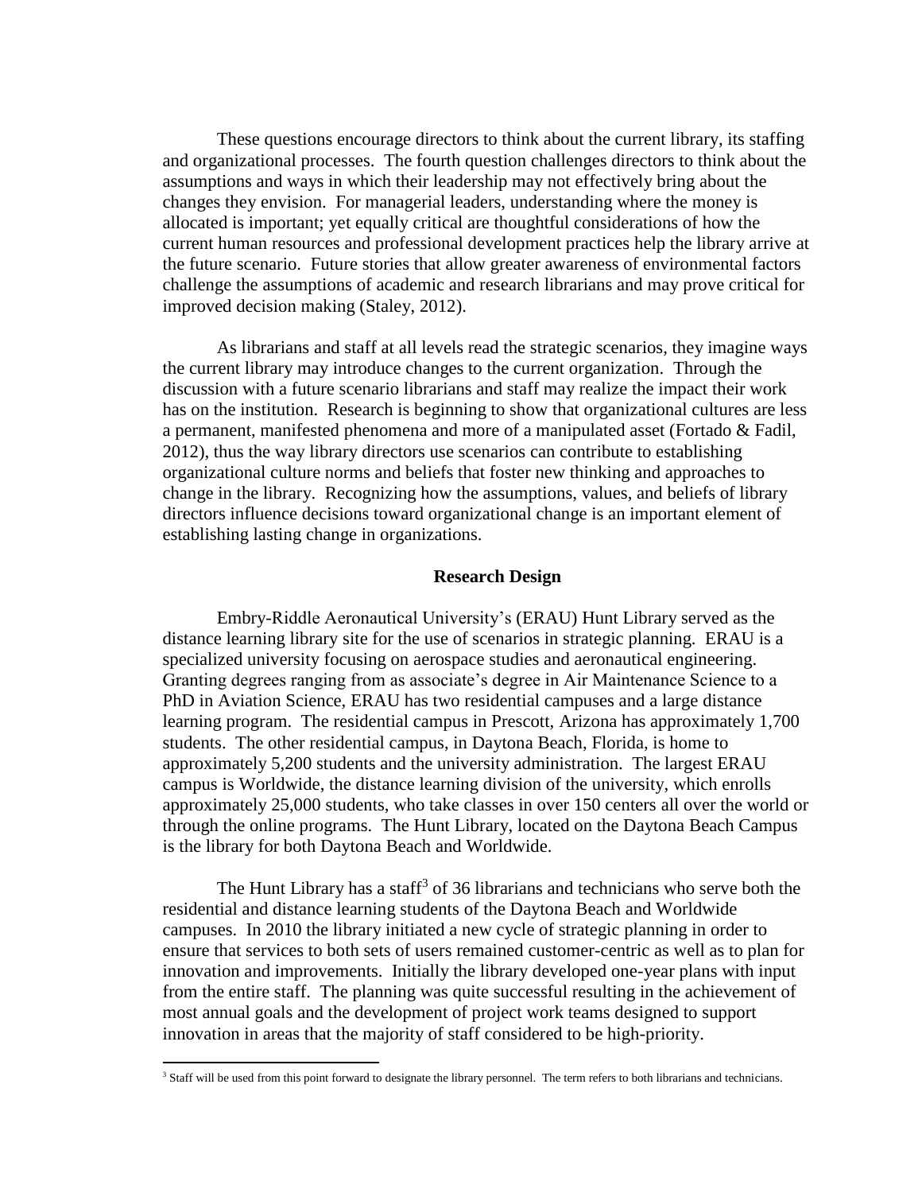These questions encourage directors to think about the current library, its staffing and organizational processes. The fourth question challenges directors to think about the assumptions and ways in which their leadership may not effectively bring about the changes they envision. For managerial leaders, understanding where the money is allocated is important; yet equally critical are thoughtful considerations of how the current human resources and professional development practices help the library arrive at the future scenario. Future stories that allow greater awareness of environmental factors challenge the assumptions of academic and research librarians and may prove critical for improved decision making (Staley, 2012).

As librarians and staff at all levels read the strategic scenarios, they imagine ways the current library may introduce changes to the current organization. Through the discussion with a future scenario librarians and staff may realize the impact their work has on the institution. Research is beginning to show that organizational cultures are less a permanent, manifested phenomena and more of a manipulated asset (Fortado & Fadil, 2012), thus the way library directors use scenarios can contribute to establishing organizational culture norms and beliefs that foster new thinking and approaches to change in the library. Recognizing how the assumptions, values, and beliefs of library directors influence decisions toward organizational change is an important element of establishing lasting change in organizations.

## Research Design

Embry-Riddle Aeronautical University's (ERAU) Hunt Library served as the distance learning library site for the use of scenarios in strategic planning. ERAU is a specialized university focusing on aerospace studies and aeronautical engineering. Granting degrees ranging from as associate's degree in Air Maintenance Science to a PhD in Aviation Science, ERAU has two residential campuses and a large distance learning program. The residential campus in Prescott, Arizona has approximately 1,700 students. The other residential campus, in Daytona Beach, Florida, is home to approximately 5,200 students and the university administration. The largest ERAU campus is Worldwide, the distance learning division of the university, which enrolls approximately 25,000 students, who take classes in over 150 centers all over the world or through the online programs. The Hunt Library, located on the Daytona Beach Campus is the library for both Daytona Beach and Worldwide.

The Hunt Library has a staff[3] of 36 librarians and technicians who serve both the residential and distance learning students of the Daytona Beach and Worldwide campuses. In 2010 the library initiated a new cycle of strategic planning in order to ensure that services to both sets of users remained customer-centric as well as to plan for innovation and improvements. Initially the library developed one-year plans with input from the entire staff. The planning was quite successful resulting in the achievement of most annual goals and the development of project work teams designed to support innovation in areas that the majority of staff considered to be high-priority.

[3] Staff will be used from this point forward to designate the library personnel. The term refers to both librarians and technicians.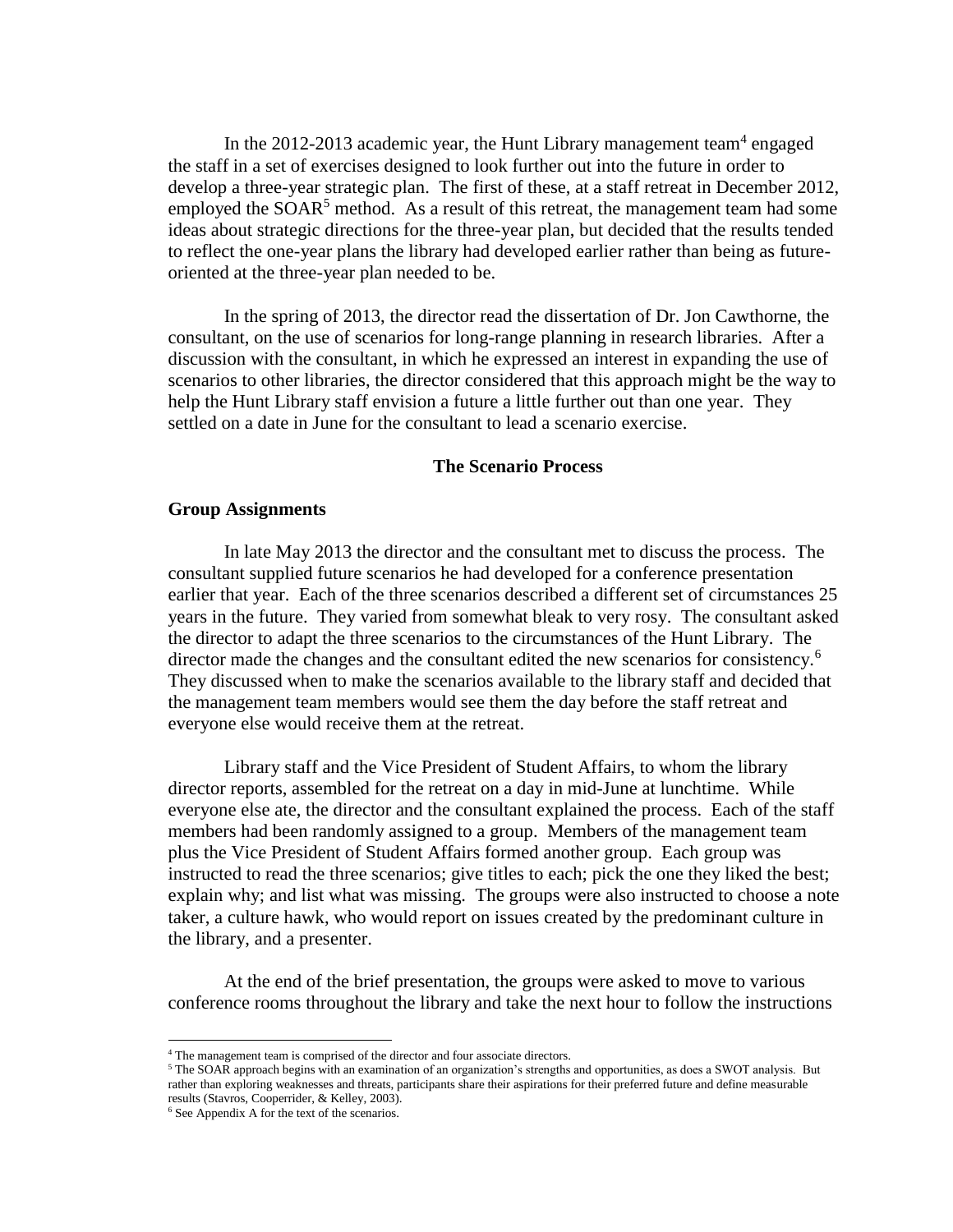In the 2012-2013 academic year, the Hunt Library management team[4] engaged the staff in a set of exercises designed to look further out into the future in order to develop a three-year strategic plan. The first of these, at a staff retreat in December 2012, employed the SOAR[5] method. As a result of this retreat, the management team had some ideas about strategic directions for the three-year plan, but decided that the results tended to reflect the one-year plans the library had developed earlier rather than being as future-oriented at the three-year plan needed to be.

In the spring of 2013, the director read the dissertation of Dr. Jon Cawthorne, the consultant, on the use of scenarios for long-range planning in research libraries. After a discussion with the consultant, in which he expressed an interest in expanding the use of scenarios to other libraries, the director considered that this approach might be the way to help the Hunt Library staff envision a future a little further out than one year. They settled on a date in June for the consultant to lead a scenario exercise.

## The Scenario Process

### Group Assignments

In late May 2013 the director and the consultant met to discuss the process. The consultant supplied future scenarios he had developed for a conference presentation earlier that year. Each of the three scenarios described a different set of circumstances 25 years in the future. They varied from somewhat bleak to very rosy. The consultant asked the director to adapt the three scenarios to the circumstances of the Hunt Library. The director made the changes and the consultant edited the new scenarios for consistency.[6] They discussed when to make the scenarios available to the library staff and decided that the management team members would see them the day before the staff retreat and everyone else would receive them at the retreat.

Library staff and the Vice President of Student Affairs, to whom the library director reports, assembled for the retreat on a day in mid-June at lunchtime. While everyone else ate, the director and the consultant explained the process. Each of the staff members had been randomly assigned to a group. Members of the management team plus the Vice President of Student Affairs formed another group. Each group was instructed to read the three scenarios; give titles to each; pick the one they liked the best; explain why; and list what was missing. The groups were also instructed to choose a note taker, a culture hawk, who would report on issues created by the predominant culture in the library, and a presenter.

At the end of the brief presentation, the groups were asked to move to various conference rooms throughout the library and take the next hour to follow the instructions

---

[4] The management team is comprised of the director and four associate directors.

[5] The SOAR approach begins with an examination of an organization's strengths and opportunities, as does a SWOT analysis. But rather than exploring weaknesses and threats, participants share their aspirations for their preferred future and define measurable results (Stavros, Cooperrider, & Kelley, 2003).

[6] See Appendix A for the text of the scenarios.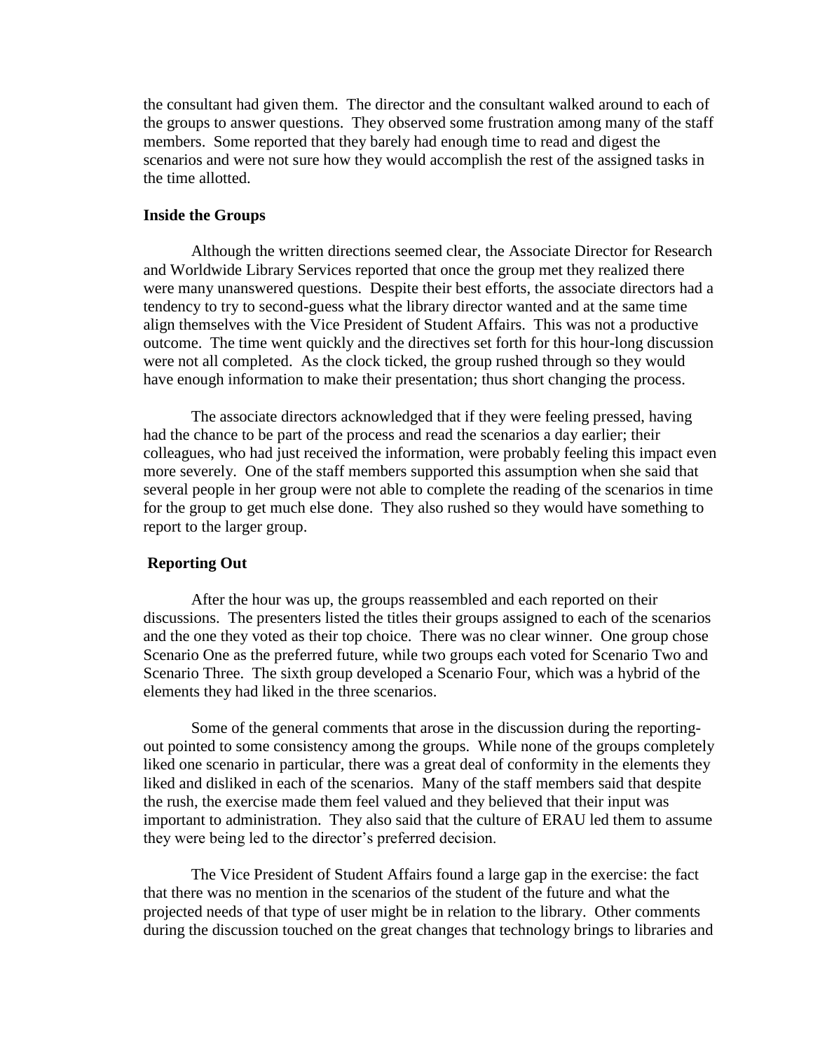the consultant had given them. The director and the consultant walked around to each of the groups to answer questions. They observed some frustration among many of the staff members. Some reported that they barely had enough time to read and digest the scenarios and were not sure how they would accomplish the rest of the assigned tasks in the time allotted.

### Inside the Groups

Although the written directions seemed clear, the Associate Director for Research and Worldwide Library Services reported that once the group met they realized there were many unanswered questions. Despite their best efforts, the associate directors had a tendency to try to second-guess what the library director wanted and at the same time align themselves with the Vice President of Student Affairs. This was not a productive outcome. The time went quickly and the directives set forth for this hour-long discussion were not all completed. As the clock ticked, the group rushed through so they would have enough information to make their presentation; thus short changing the process.

The associate directors acknowledged that if they were feeling pressed, having had the chance to be part of the process and read the scenarios a day earlier; their colleagues, who had just received the information, were probably feeling this impact even more severely. One of the staff members supported this assumption when she said that several people in her group were not able to complete the reading of the scenarios in time for the group to get much else done. They also rushed so they would have something to report to the larger group.

### Reporting Out

After the hour was up, the groups reassembled and each reported on their discussions. The presenters listed the titles their groups assigned to each of the scenarios and the one they voted as their top choice. There was no clear winner. One group chose Scenario One as the preferred future, while two groups each voted for Scenario Two and Scenario Three. The sixth group developed a Scenario Four, which was a hybrid of the elements they had liked in the three scenarios.

Some of the general comments that arose in the discussion during the reporting-out pointed to some consistency among the groups. While none of the groups completely liked one scenario in particular, there was a great deal of conformity in the elements they liked and disliked in each of the scenarios. Many of the staff members said that despite the rush, the exercise made them feel valued and they believed that their input was important to administration. They also said that the culture of ERAU led them to assume they were being led to the director's preferred decision.

The Vice President of Student Affairs found a large gap in the exercise: the fact that there was no mention in the scenarios of the student of the future and what the projected needs of that type of user might be in relation to the library. Other comments during the discussion touched on the great changes that technology brings to libraries and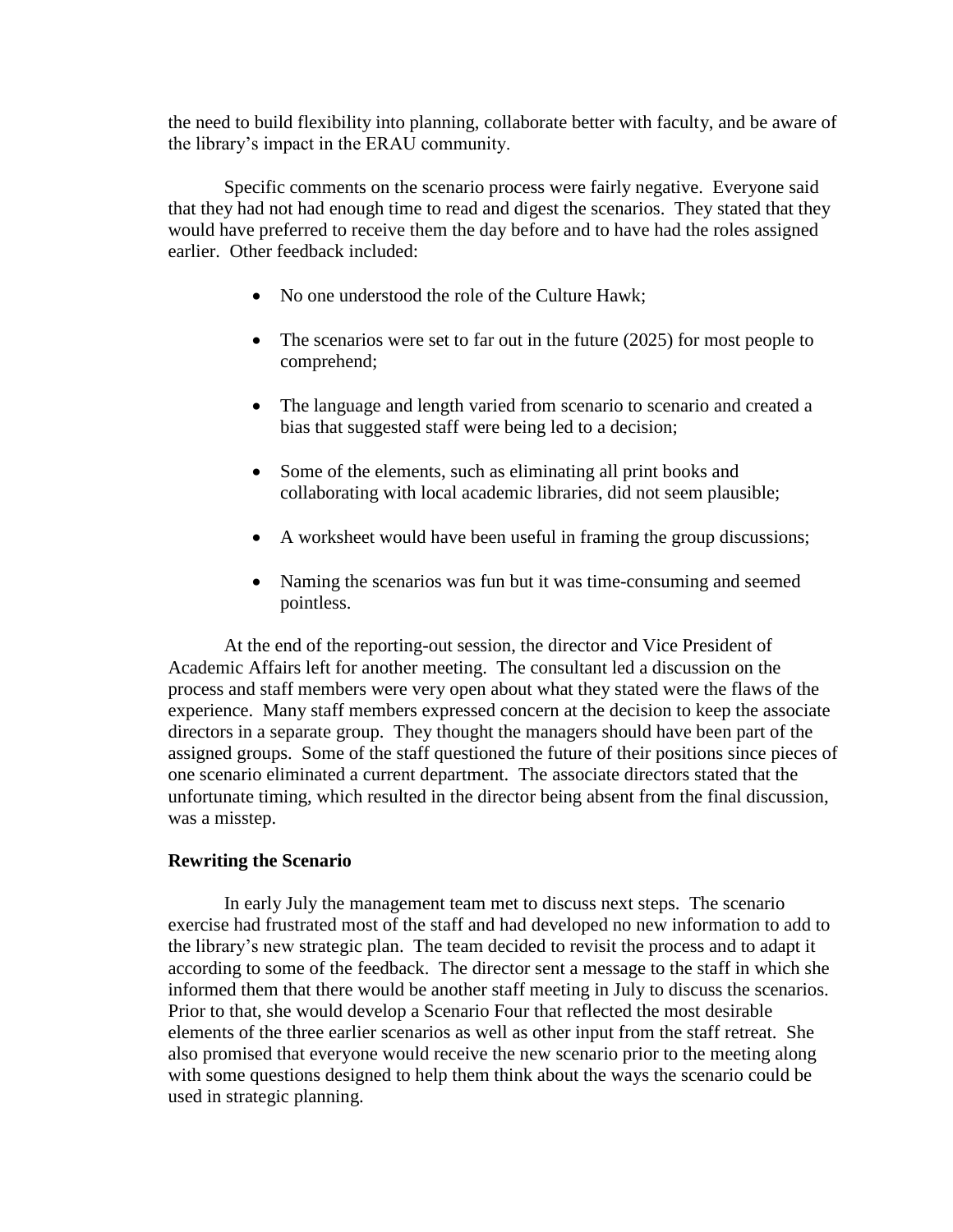the need to build flexibility into planning, collaborate better with faculty, and be aware of the library's impact in the ERAU community.

Specific comments on the scenario process were fairly negative. Everyone said that they had not had enough time to read and digest the scenarios. They stated that they would have preferred to receive them the day before and to have had the roles assigned earlier. Other feedback included:

- No one understood the role of the Culture Hawk;
- The scenarios were set to far out in the future (2025) for most people to comprehend;
- The language and length varied from scenario to scenario and created a bias that suggested staff were being led to a decision;
- Some of the elements, such as eliminating all print books and collaborating with local academic libraries, did not seem plausible;
- A worksheet would have been useful in framing the group discussions;
- Naming the scenarios was fun but it was time-consuming and seemed pointless.

At the end of the reporting-out session, the director and Vice President of Academic Affairs left for another meeting. The consultant led a discussion on the process and staff members were very open about what they stated were the flaws of the experience. Many staff members expressed concern at the decision to keep the associate directors in a separate group. They thought the managers should have been part of the assigned groups. Some of the staff questioned the future of their positions since pieces of one scenario eliminated a current department. The associate directors stated that the unfortunate timing, which resulted in the director being absent from the final discussion, was a misstep.

**Rewriting the Scenario**

In early July the management team met to discuss next steps. The scenario exercise had frustrated most of the staff and had developed no new information to add to the library's new strategic plan. The team decided to revisit the process and to adapt it according to some of the feedback. The director sent a message to the staff in which she informed them that there would be another staff meeting in July to discuss the scenarios. Prior to that, she would develop a Scenario Four that reflected the most desirable elements of the three earlier scenarios as well as other input from the staff retreat. She also promised that everyone would receive the new scenario prior to the meeting along with some questions designed to help them think about the ways the scenario could be used in strategic planning.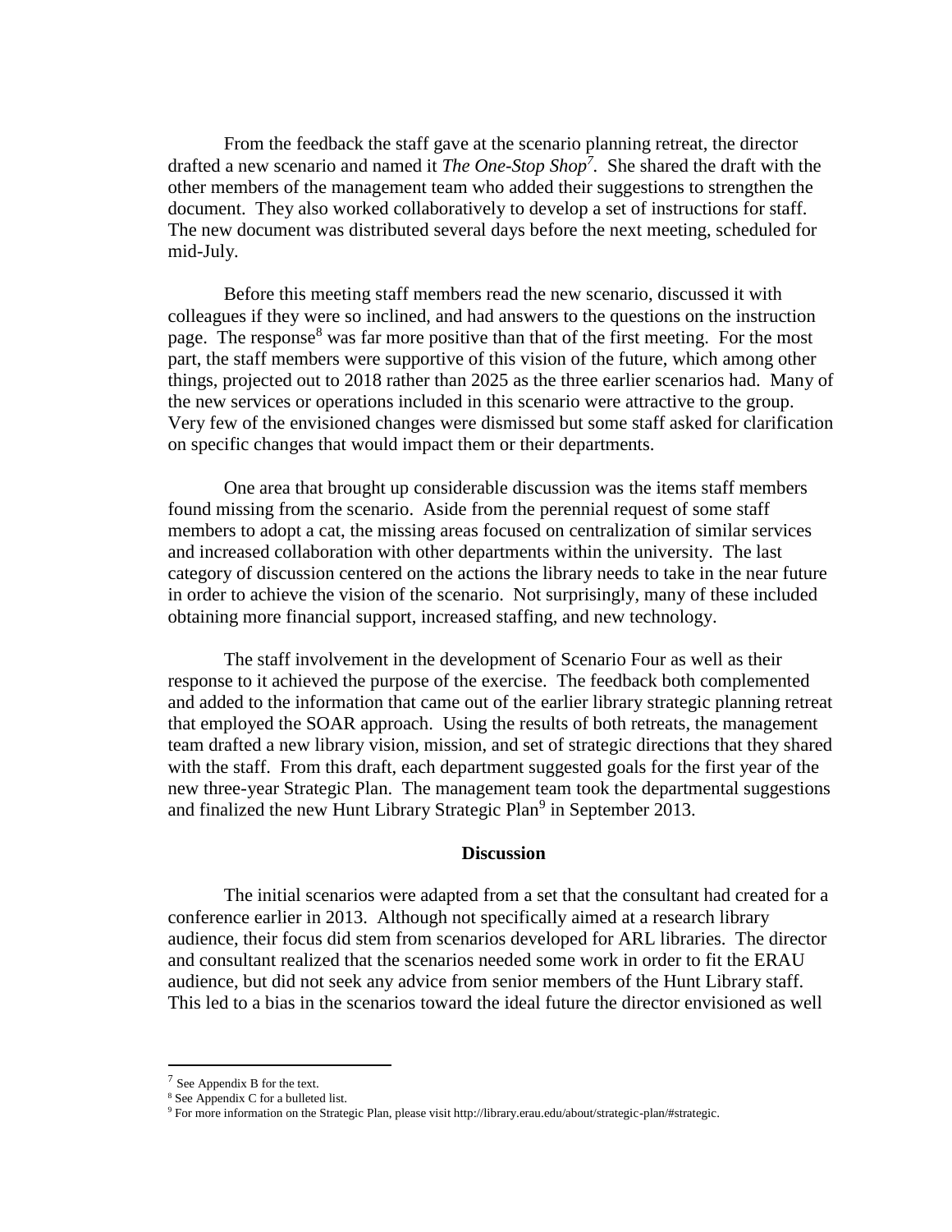From the feedback the staff gave at the scenario planning retreat, the director drafted a new scenario and named it *The One-Stop Shop*[7]. She shared the draft with the other members of the management team who added their suggestions to strengthen the document. They also worked collaboratively to develop a set of instructions for staff. The new document was distributed several days before the next meeting, scheduled for mid-July.

Before this meeting staff members read the new scenario, discussed it with colleagues if they were so inclined, and had answers to the questions on the instruction page. The response[8] was far more positive than that of the first meeting. For the most part, the staff members were supportive of this vision of the future, which among other things, projected out to 2018 rather than 2025 as the three earlier scenarios had. Many of the new services or operations included in this scenario were attractive to the group. Very few of the envisioned changes were dismissed but some staff asked for clarification on specific changes that would impact them or their departments.

One area that brought up considerable discussion was the items staff members found missing from the scenario. Aside from the perennial request of some staff members to adopt a cat, the missing areas focused on centralization of similar services and increased collaboration with other departments within the university. The last category of discussion centered on the actions the library needs to take in the near future in order to achieve the vision of the scenario. Not surprisingly, many of these included obtaining more financial support, increased staffing, and new technology.

The staff involvement in the development of Scenario Four as well as their response to it achieved the purpose of the exercise. The feedback both complemented and added to the information that came out of the earlier library strategic planning retreat that employed the SOAR approach. Using the results of both retreats, the management team drafted a new library vision, mission, and set of strategic directions that they shared with the staff. From this draft, each department suggested goals for the first year of the new three-year Strategic Plan. The management team took the departmental suggestions and finalized the new Hunt Library Strategic Plan[9] in September 2013.

## Discussion

The initial scenarios were adapted from a set that the consultant had created for a conference earlier in 2013. Although not specifically aimed at a research library audience, their focus did stem from scenarios developed for ARL libraries. The director and consultant realized that the scenarios needed some work in order to fit the ERAU audience, but did not seek any advice from senior members of the Hunt Library staff. This led to a bias in the scenarios toward the ideal future the director envisioned as well

---

[7] See Appendix B for the text.

[8] See Appendix C for a bulleted list.

[9] For more information on the Strategic Plan, please visit http://library.erau.edu/about/strategic-plan/#strategic.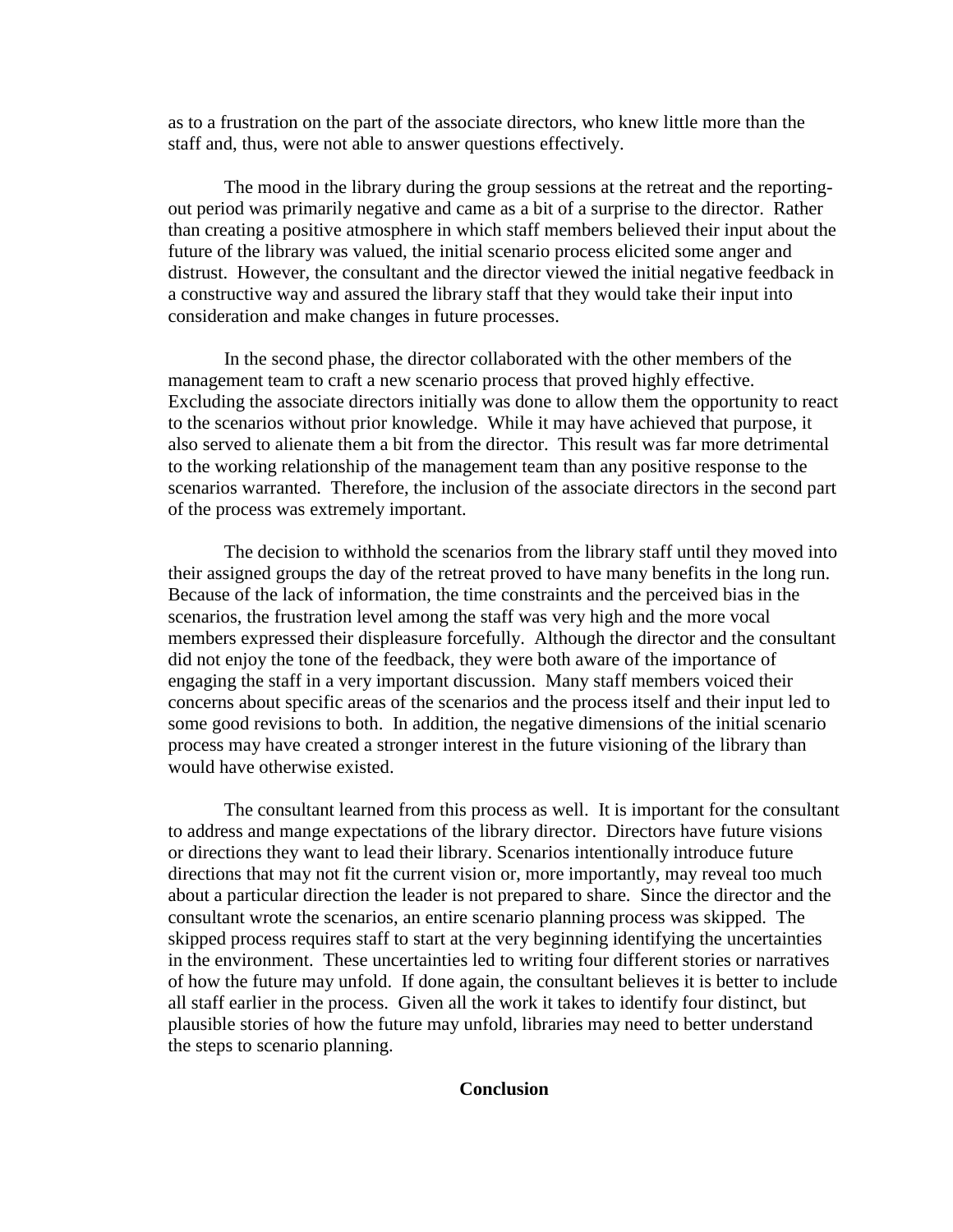as to a frustration on the part of the associate directors, who knew little more than the staff and, thus, were not able to answer questions effectively.

The mood in the library during the group sessions at the retreat and the reporting-out period was primarily negative and came as a bit of a surprise to the director. Rather than creating a positive atmosphere in which staff members believed their input about the future of the library was valued, the initial scenario process elicited some anger and distrust. However, the consultant and the director viewed the initial negative feedback in a constructive way and assured the library staff that they would take their input into consideration and make changes in future processes.

In the second phase, the director collaborated with the other members of the management team to craft a new scenario process that proved highly effective. Excluding the associate directors initially was done to allow them the opportunity to react to the scenarios without prior knowledge. While it may have achieved that purpose, it also served to alienate them a bit from the director. This result was far more detrimental to the working relationship of the management team than any positive response to the scenarios warranted. Therefore, the inclusion of the associate directors in the second part of the process was extremely important.

The decision to withhold the scenarios from the library staff until they moved into their assigned groups the day of the retreat proved to have many benefits in the long run. Because of the lack of information, the time constraints and the perceived bias in the scenarios, the frustration level among the staff was very high and the more vocal members expressed their displeasure forcefully. Although the director and the consultant did not enjoy the tone of the feedback, they were both aware of the importance of engaging the staff in a very important discussion. Many staff members voiced their concerns about specific areas of the scenarios and the process itself and their input led to some good revisions to both. In addition, the negative dimensions of the initial scenario process may have created a stronger interest in the future visioning of the library than would have otherwise existed.

The consultant learned from this process as well. It is important for the consultant to address and mange expectations of the library director. Directors have future visions or directions they want to lead their library. Scenarios intentionally introduce future directions that may not fit the current vision or, more importantly, may reveal too much about a particular direction the leader is not prepared to share. Since the director and the consultant wrote the scenarios, an entire scenario planning process was skipped. The skipped process requires staff to start at the very beginning identifying the uncertainties in the environment. These uncertainties led to writing four different stories or narratives of how the future may unfold. If done again, the consultant believes it is better to include all staff earlier in the process. Given all the work it takes to identify four distinct, but plausible stories of how the future may unfold, libraries may need to better understand the steps to scenario planning.

## Conclusion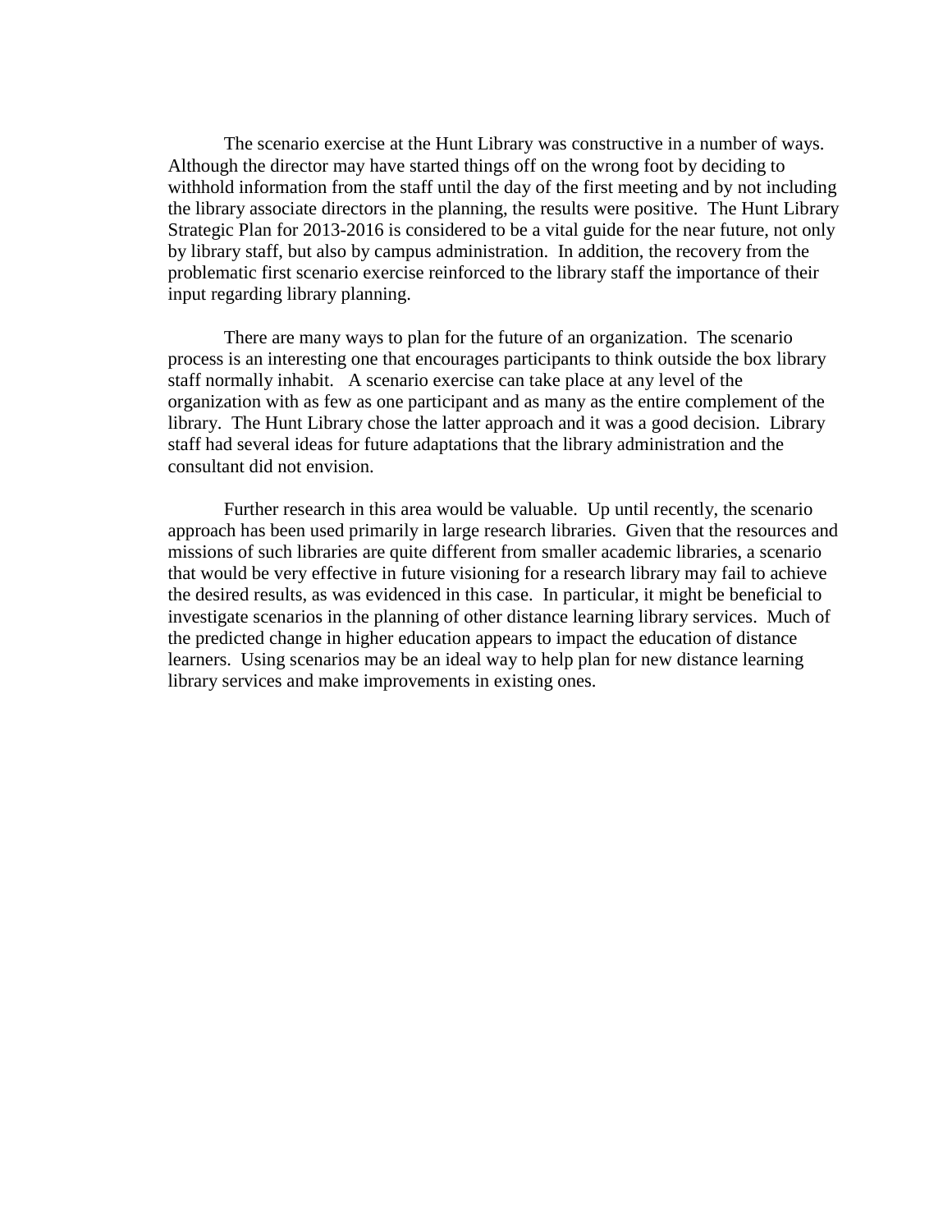The scenario exercise at the Hunt Library was constructive in a number of ways. Although the director may have started things off on the wrong foot by deciding to withhold information from the staff until the day of the first meeting and by not including the library associate directors in the planning, the results were positive. The Hunt Library Strategic Plan for 2013-2016 is considered to be a vital guide for the near future, not only by library staff, but also by campus administration. In addition, the recovery from the problematic first scenario exercise reinforced to the library staff the importance of their input regarding library planning.

There are many ways to plan for the future of an organization. The scenario process is an interesting one that encourages participants to think outside the box library staff normally inhabit. A scenario exercise can take place at any level of the organization with as few as one participant and as many as the entire complement of the library. The Hunt Library chose the latter approach and it was a good decision. Library staff had several ideas for future adaptations that the library administration and the consultant did not envision.

Further research in this area would be valuable. Up until recently, the scenario approach has been used primarily in large research libraries. Given that the resources and missions of such libraries are quite different from smaller academic libraries, a scenario that would be very effective in future visioning for a research library may fail to achieve the desired results, as was evidenced in this case. In particular, it might be beneficial to investigate scenarios in the planning of other distance learning library services. Much of the predicted change in higher education appears to impact the education of distance learners. Using scenarios may be an ideal way to help plan for new distance learning library services and make improvements in existing ones.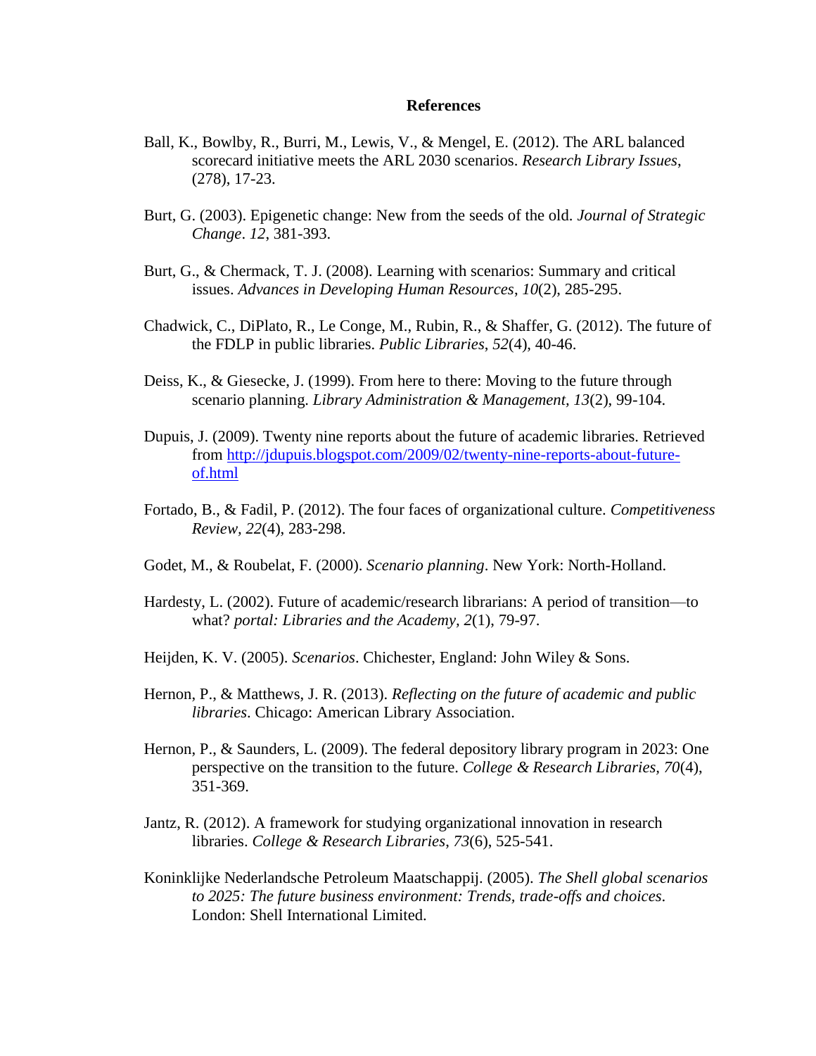## References

Ball, K., Bowlby, R., Burri, M., Lewis, V., & Mengel, E. (2012). The ARL balanced scorecard initiative meets the ARL 2030 scenarios. *Research Library Issues*, (278), 17-23.

Burt, G. (2003). Epigenetic change: New from the seeds of the old. *Journal of Strategic Change*. *12*, 381-393.

Burt, G., & Chermack, T. J. (2008). Learning with scenarios: Summary and critical issues. *Advances in Developing Human Resources*, *10*(2), 285-295.

Chadwick, C., DiPlato, R., Le Conge, M., Rubin, R., & Shaffer, G. (2012). The future of the FDLP in public libraries. *Public Libraries*, *52*(4), 40-46.

Deiss, K., & Giesecke, J. (1999). From here to there: Moving to the future through scenario planning. *Library Administration & Management, 13*(2), 99-104.

Dupuis, J. (2009). Twenty nine reports about the future of academic libraries. Retrieved from http://jdupuis.blogspot.com/2009/02/twenty-nine-reports-about-future-of.html

Fortado, B., & Fadil, P. (2012). The four faces of organizational culture. *Competitiveness Review, 22*(4), 283-298.

Godet, M., & Roubelat, F. (2000). *Scenario planning*. New York: North-Holland.

Hardesty, L. (2002). Future of academic/research librarians: A period of transition—to what? *portal: Libraries and the Academy, 2*(1), 79-97.

Heijden, K. V. (2005). *Scenarios*. Chichester, England: John Wiley & Sons.

Hernon, P., & Matthews, J. R. (2013). *Reflecting on the future of academic and public libraries*. Chicago: American Library Association.

Hernon, P., & Saunders, L. (2009). The federal depository library program in 2023: One perspective on the transition to the future. *College & Research Libraries, 70*(4), 351-369.

Jantz, R. (2012). A framework for studying organizational innovation in research libraries. *College & Research Libraries*, *73*(6), 525-541.

Koninklijke Nederlandsche Petroleum Maatschappij. (2005). *The Shell global scenarios to 2025: The future business environment: Trends, trade-offs and choices.* London: Shell International Limited.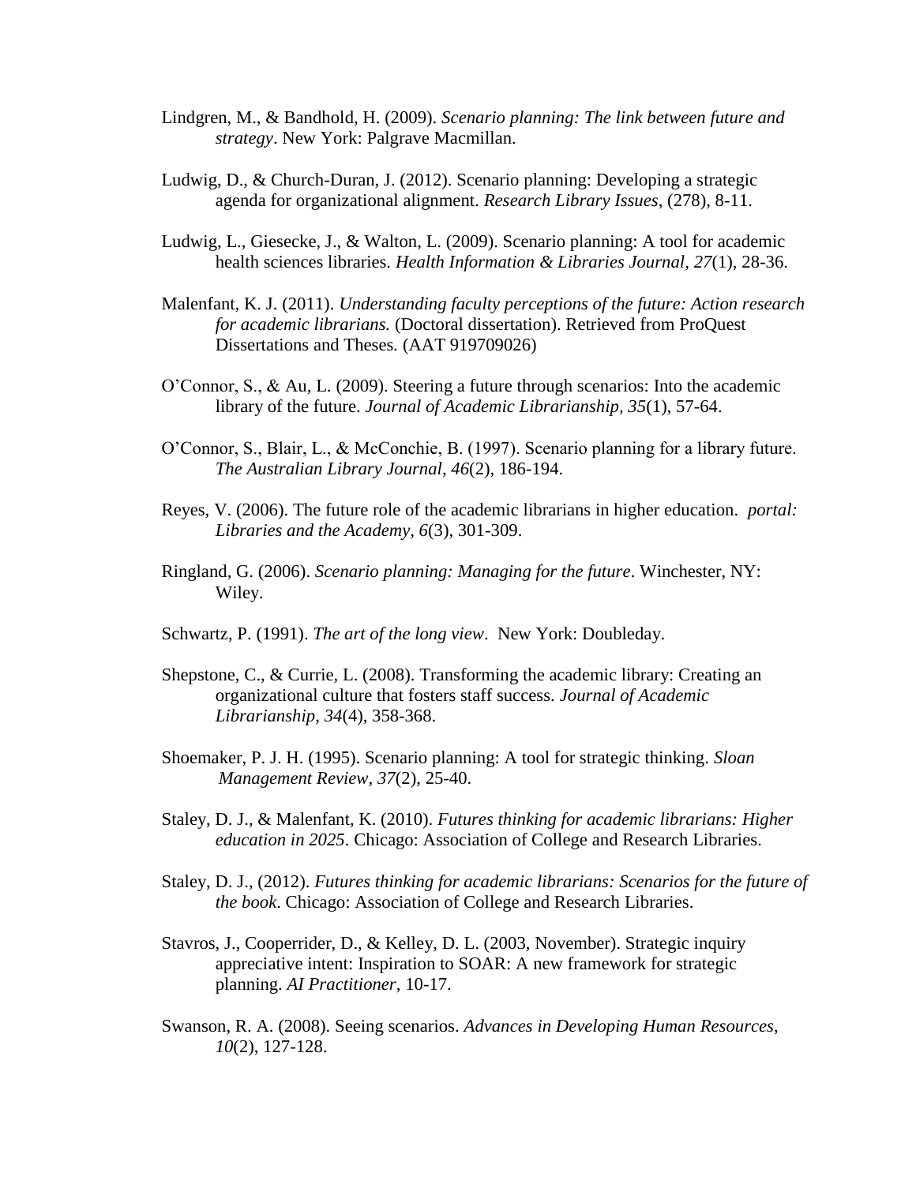Lindgren, M., & Bandhold, H. (2009). *Scenario planning: The link between future and strategy*. New York: Palgrave Macmillan.

Ludwig, D., & Church-Duran, J. (2012). Scenario planning: Developing a strategic agenda for organizational alignment. *Research Library Issues*, (278), 8-11.

Ludwig, L., Giesecke, J., & Walton, L. (2009). Scenario planning: A tool for academic health sciences libraries. *Health Information & Libraries Journal*, *27*(1), 28-36.

Malenfant, K. J. (2011). *Understanding faculty perceptions of the future: Action research for academic librarians.* (Doctoral dissertation). Retrieved from ProQuest Dissertations and Theses. (AAT 919709026)

O'Connor, S., & Au, L. (2009). Steering a future through scenarios: Into the academic library of the future. *Journal of Academic Librarianship, 35*(1), 57-64.

O'Connor, S., Blair, L., & McConchie, B. (1997). Scenario planning for a library future. *The Australian Library Journal*, *46*(2), 186-194.

Reyes, V. (2006). The future role of the academic librarians in higher education. *portal: Libraries and the Academy, 6*(3), 301-309.

Ringland, G. (2006). *Scenario planning: Managing for the future*. Winchester, NY: Wiley.

Schwartz, P. (1991). *The art of the long view*. New York: Doubleday.

Shepstone, C., & Currie, L. (2008). Transforming the academic library: Creating an organizational culture that fosters staff success. *Journal of Academic Librarianship*, *34*(4), 358-368.

Shoemaker, P. J. H. (1995). Scenario planning: A tool for strategic thinking. *Sloan Management Review*, *37*(2), 25-40.

Staley, D. J., & Malenfant, K. (2010). *Futures thinking for academic librarians: Higher education in 2025*. Chicago: Association of College and Research Libraries.

Staley, D. J., (2012). *Futures thinking for academic librarians: Scenarios for the future of the book*. Chicago: Association of College and Research Libraries.

Stavros, J., Cooperrider, D., & Kelley, D. L. (2003, November). Strategic inquiry appreciative intent: Inspiration to SOAR: A new framework for strategic planning. *AI Practitioner*, 10-17.

Swanson, R. A. (2008). Seeing scenarios. *Advances in Developing Human Resources*, *10*(2), 127-128.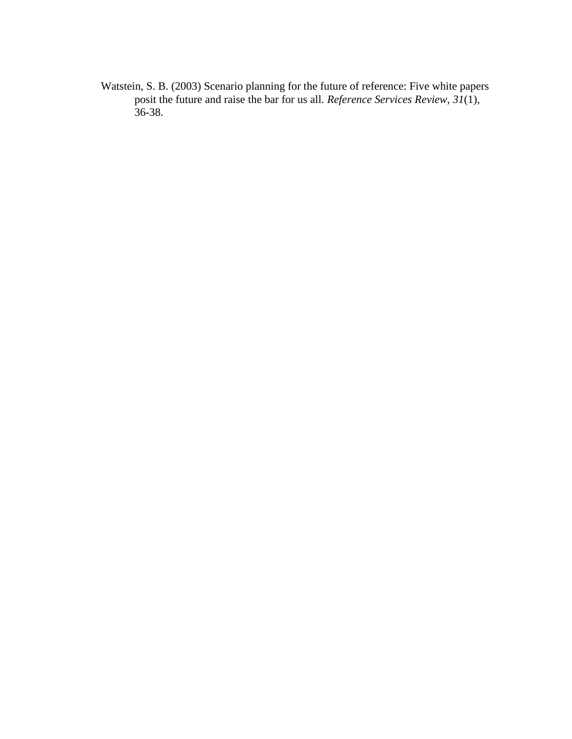Watstein, S. B. (2003) Scenario planning for the future of reference: Five white papers posit the future and raise the bar for us all. *Reference Services Review, 31*(1), 36-38.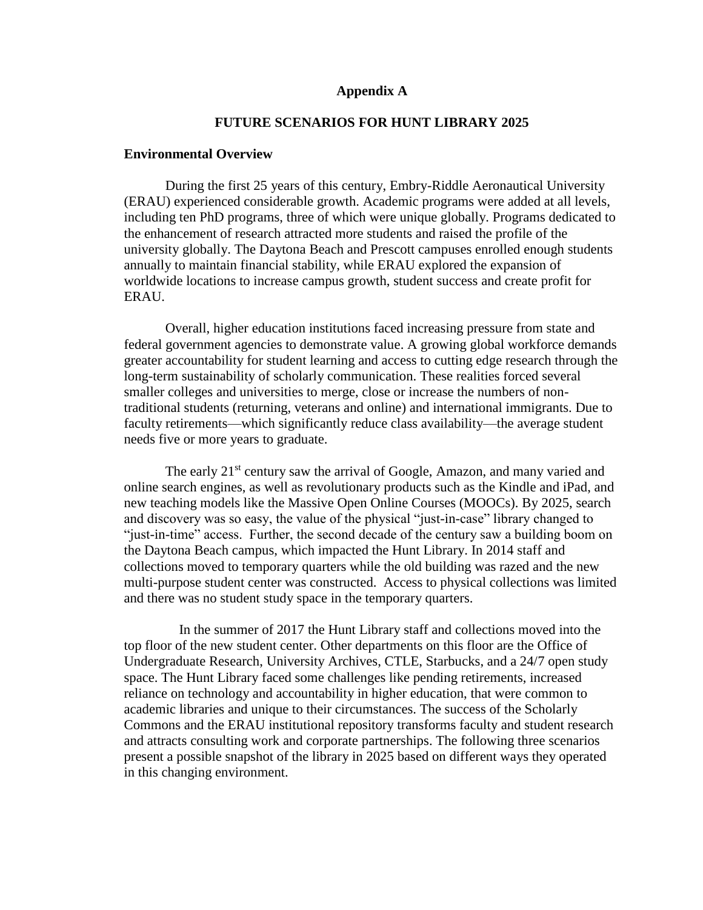# Appendix A

## FUTURE SCENARIOS FOR HUNT LIBRARY 2025

### Environmental Overview

During the first 25 years of this century, Embry-Riddle Aeronautical University (ERAU) experienced considerable growth. Academic programs were added at all levels, including ten PhD programs, three of which were unique globally. Programs dedicated to the enhancement of research attracted more students and raised the profile of the university globally. The Daytona Beach and Prescott campuses enrolled enough students annually to maintain financial stability, while ERAU explored the expansion of worldwide locations to increase campus growth, student success and create profit for ERAU.

Overall, higher education institutions faced increasing pressure from state and federal government agencies to demonstrate value. A growing global workforce demands greater accountability for student learning and access to cutting edge research through the long-term sustainability of scholarly communication. These realities forced several smaller colleges and universities to merge, close or increase the numbers of non-traditional students (returning, veterans and online) and international immigrants. Due to faculty retirements—which significantly reduce class availability—the average student needs five or more years to graduate.

The early 21st century saw the arrival of Google, Amazon, and many varied and online search engines, as well as revolutionary products such as the Kindle and iPad, and new teaching models like the Massive Open Online Courses (MOOCs). By 2025, search and discovery was so easy, the value of the physical "just-in-case" library changed to "just-in-time" access. Further, the second decade of the century saw a building boom on the Daytona Beach campus, which impacted the Hunt Library. In 2014 staff and collections moved to temporary quarters while the old building was razed and the new multi-purpose student center was constructed. Access to physical collections was limited and there was no student study space in the temporary quarters.

In the summer of 2017 the Hunt Library staff and collections moved into the top floor of the new student center. Other departments on this floor are the Office of Undergraduate Research, University Archives, CTLE, Starbucks, and a 24/7 open study space. The Hunt Library faced some challenges like pending retirements, increased reliance on technology and accountability in higher education, that were common to academic libraries and unique to their circumstances. The success of the Scholarly Commons and the ERAU institutional repository transforms faculty and student research and attracts consulting work and corporate partnerships. The following three scenarios present a possible snapshot of the library in 2025 based on different ways they operated in this changing environment.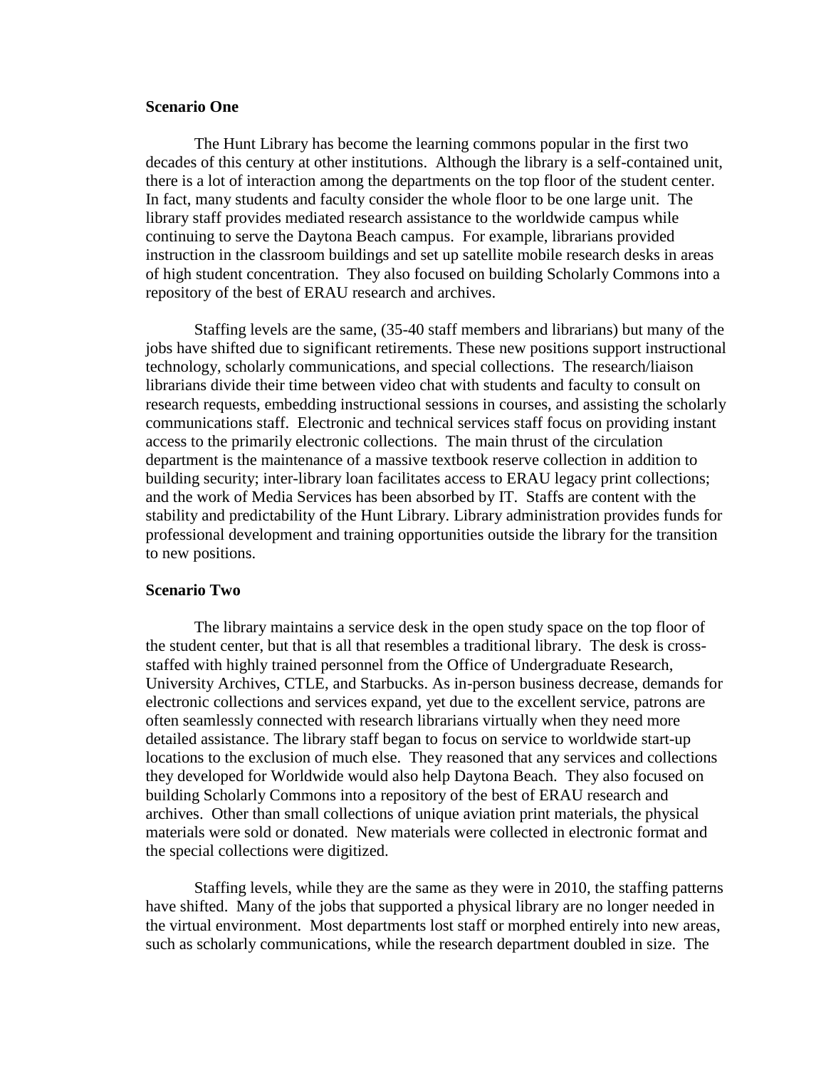**Scenario One**

The Hunt Library has become the learning commons popular in the first two decades of this century at other institutions. Although the library is a self-contained unit, there is a lot of interaction among the departments on the top floor of the student center. In fact, many students and faculty consider the whole floor to be one large unit. The library staff provides mediated research assistance to the worldwide campus while continuing to serve the Daytona Beach campus. For example, librarians provided instruction in the classroom buildings and set up satellite mobile research desks in areas of high student concentration. They also focused on building Scholarly Commons into a repository of the best of ERAU research and archives.

Staffing levels are the same, (35-40 staff members and librarians) but many of the jobs have shifted due to significant retirements. These new positions support instructional technology, scholarly communications, and special collections. The research/liaison librarians divide their time between video chat with students and faculty to consult on research requests, embedding instructional sessions in courses, and assisting the scholarly communications staff. Electronic and technical services staff focus on providing instant access to the primarily electronic collections. The main thrust of the circulation department is the maintenance of a massive textbook reserve collection in addition to building security; inter-library loan facilitates access to ERAU legacy print collections; and the work of Media Services has been absorbed by IT. Staffs are content with the stability and predictability of the Hunt Library. Library administration provides funds for professional development and training opportunities outside the library for the transition to new positions.

**Scenario Two**

The library maintains a service desk in the open study space on the top floor of the student center, but that is all that resembles a traditional library. The desk is cross-staffed with highly trained personnel from the Office of Undergraduate Research, University Archives, CTLE, and Starbucks. As in-person business decrease, demands for electronic collections and services expand, yet due to the excellent service, patrons are often seamlessly connected with research librarians virtually when they need more detailed assistance. The library staff began to focus on service to worldwide start-up locations to the exclusion of much else. They reasoned that any services and collections they developed for Worldwide would also help Daytona Beach. They also focused on building Scholarly Commons into a repository of the best of ERAU research and archives. Other than small collections of unique aviation print materials, the physical materials were sold or donated. New materials were collected in electronic format and the special collections were digitized.

Staffing levels, while they are the same as they were in 2010, the staffing patterns have shifted. Many of the jobs that supported a physical library are no longer needed in the virtual environment. Most departments lost staff or morphed entirely into new areas, such as scholarly communications, while the research department doubled in size. The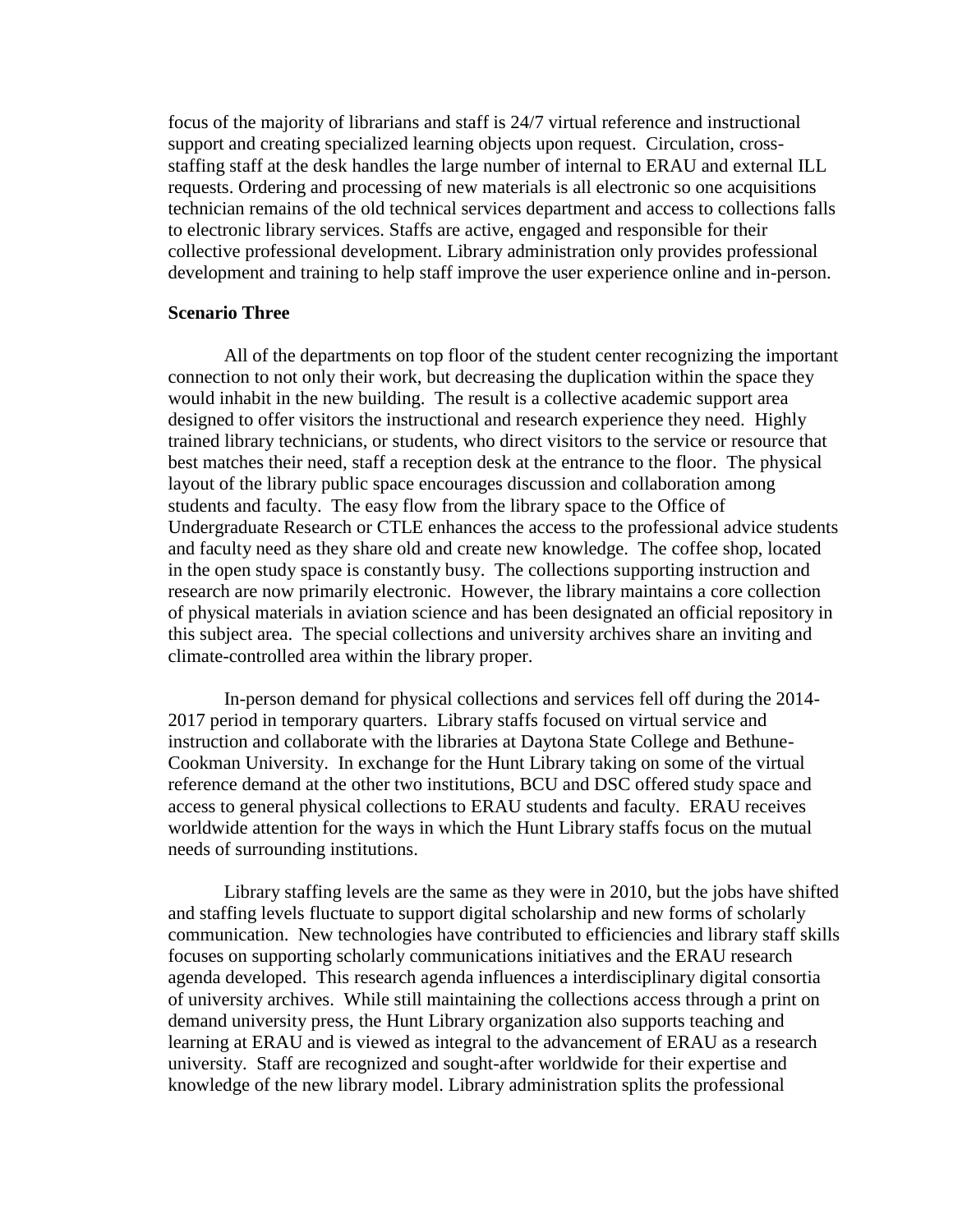focus of the majority of librarians and staff is 24/7 virtual reference and instructional support and creating specialized learning objects upon request. Circulation, cross-staffing staff at the desk handles the large number of internal to ERAU and external ILL requests. Ordering and processing of new materials is all electronic so one acquisitions technician remains of the old technical services department and access to collections falls to electronic library services. Staffs are active, engaged and responsible for their collective professional development. Library administration only provides professional development and training to help staff improve the user experience online and in-person.

**Scenario Three**

All of the departments on top floor of the student center recognizing the important connection to not only their work, but decreasing the duplication within the space they would inhabit in the new building. The result is a collective academic support area designed to offer visitors the instructional and research experience they need. Highly trained library technicians, or students, who direct visitors to the service or resource that best matches their need, staff a reception desk at the entrance to the floor. The physical layout of the library public space encourages discussion and collaboration among students and faculty. The easy flow from the library space to the Office of Undergraduate Research or CTLE enhances the access to the professional advice students and faculty need as they share old and create new knowledge. The coffee shop, located in the open study space is constantly busy. The collections supporting instruction and research are now primarily electronic. However, the library maintains a core collection of physical materials in aviation science and has been designated an official repository in this subject area. The special collections and university archives share an inviting and climate-controlled area within the library proper.

In-person demand for physical collections and services fell off during the 2014-2017 period in temporary quarters. Library staffs focused on virtual service and instruction and collaborate with the libraries at Daytona State College and Bethune-Cookman University. In exchange for the Hunt Library taking on some of the virtual reference demand at the other two institutions, BCU and DSC offered study space and access to general physical collections to ERAU students and faculty. ERAU receives worldwide attention for the ways in which the Hunt Library staffs focus on the mutual needs of surrounding institutions.

Library staffing levels are the same as they were in 2010, but the jobs have shifted and staffing levels fluctuate to support digital scholarship and new forms of scholarly communication. New technologies have contributed to efficiencies and library staff skills focuses on supporting scholarly communications initiatives and the ERAU research agenda developed. This research agenda influences a interdisciplinary digital consortia of university archives. While still maintaining the collections access through a print on demand university press, the Hunt Library organization also supports teaching and learning at ERAU and is viewed as integral to the advancement of ERAU as a research university. Staff are recognized and sought-after worldwide for their expertise and knowledge of the new library model. Library administration splits the professional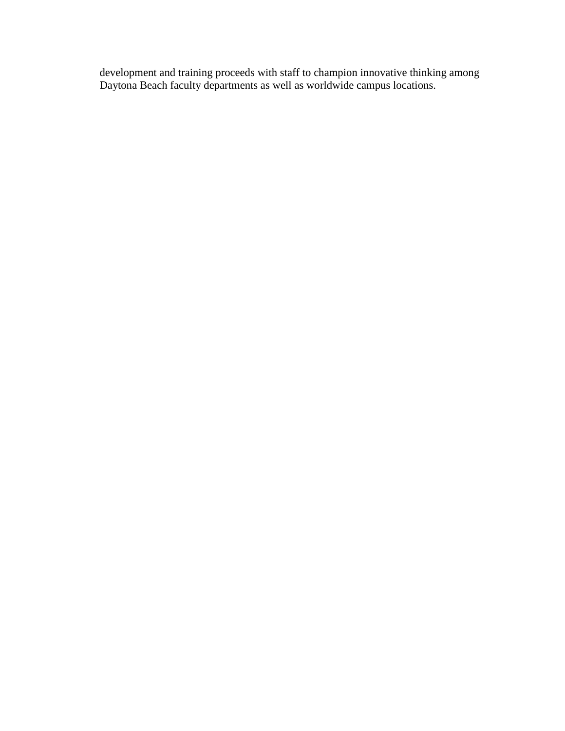development and training proceeds with staff to champion innovative thinking among Daytona Beach faculty departments as well as worldwide campus locations.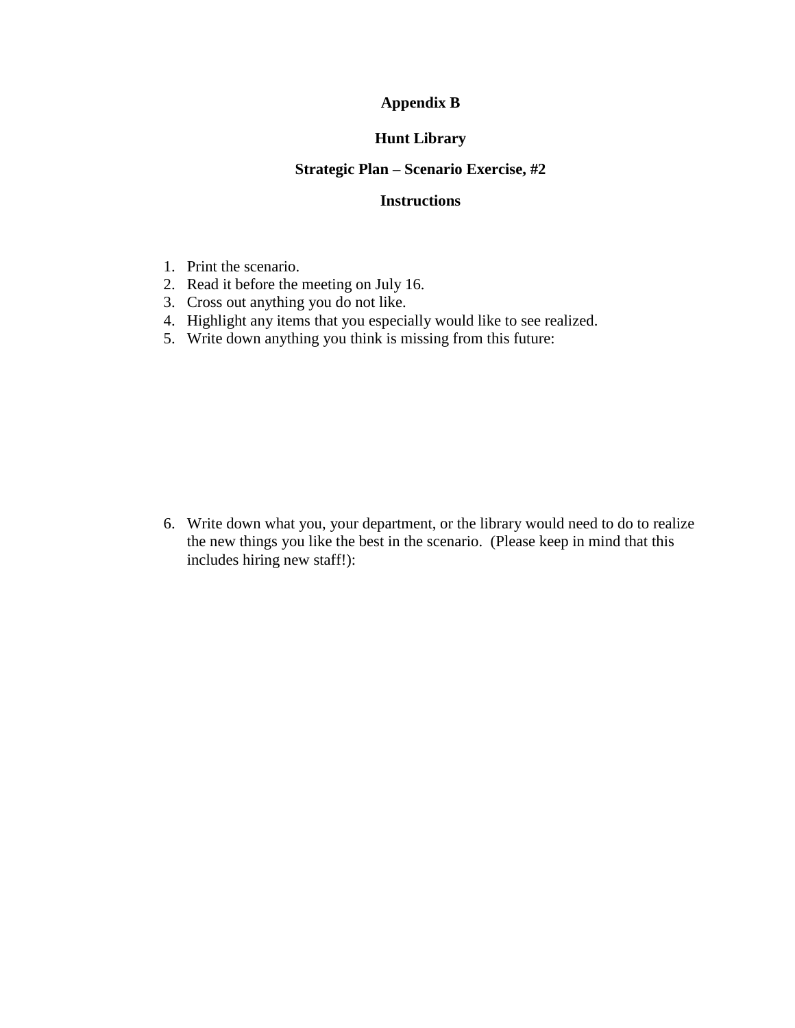# Appendix B

## Hunt Library

### Strategic Plan – Scenario Exercise, #2

### Instructions

1. Print the scenario.
2. Read it before the meeting on July 16.
3. Cross out anything you do not like.
4. Highlight any items that you especially would like to see realized.
5. Write down anything you think is missing from this future:

6. Write down what you, your department, or the library would need to do to realize the new things you like the best in the scenario. (Please keep in mind that this includes hiring new staff!):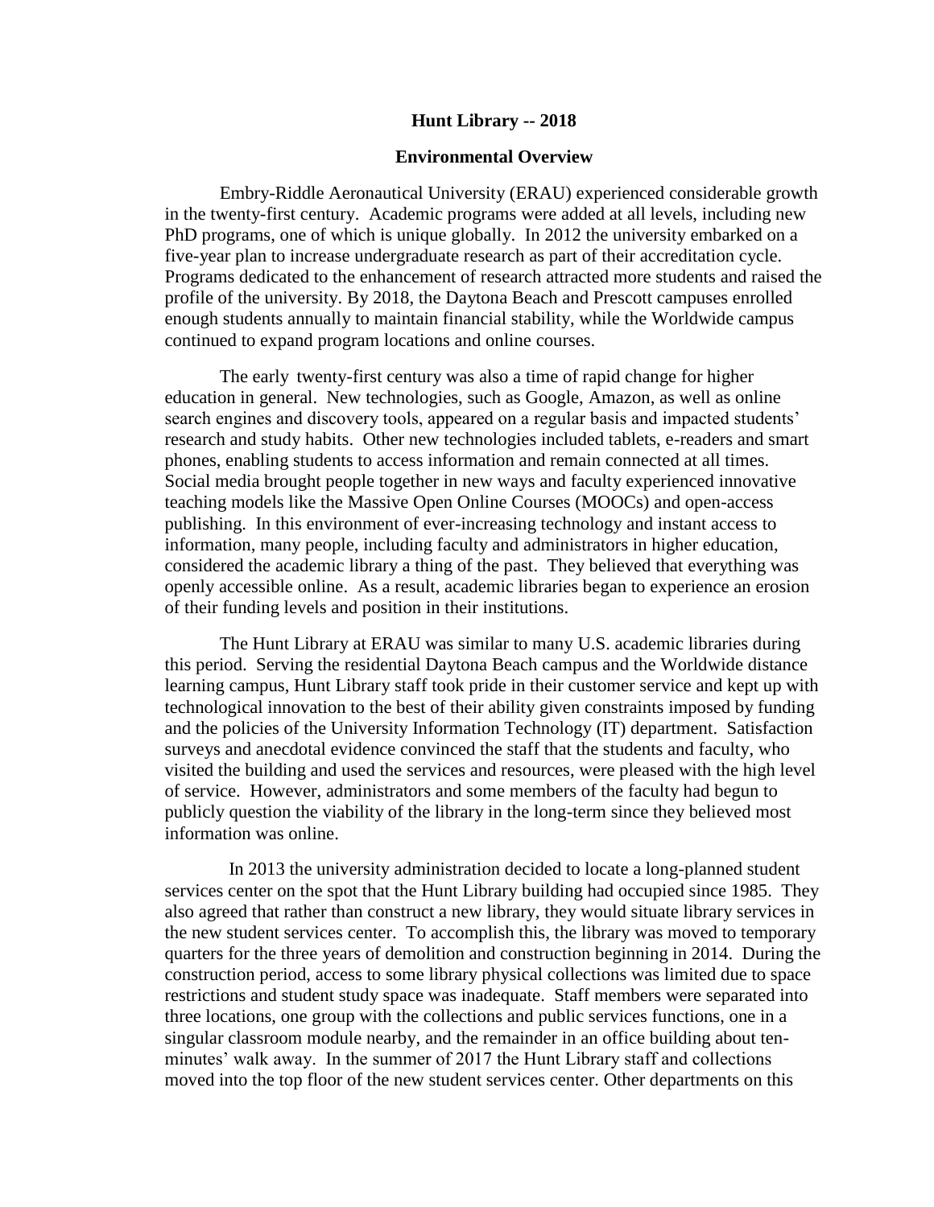**Hunt Library -- 2018**

**Environmental Overview**

Embry-Riddle Aeronautical University (ERAU) experienced considerable growth in the twenty-first century. Academic programs were added at all levels, including new PhD programs, one of which is unique globally. In 2012 the university embarked on a five-year plan to increase undergraduate research as part of their accreditation cycle. Programs dedicated to the enhancement of research attracted more students and raised the profile of the university. By 2018, the Daytona Beach and Prescott campuses enrolled enough students annually to maintain financial stability, while the Worldwide campus continued to expand program locations and online courses.

The early twenty-first century was also a time of rapid change for higher education in general. New technologies, such as Google, Amazon, as well as online search engines and discovery tools, appeared on a regular basis and impacted students' research and study habits. Other new technologies included tablets, e-readers and smart phones, enabling students to access information and remain connected at all times. Social media brought people together in new ways and faculty experienced innovative teaching models like the Massive Open Online Courses (MOOCs) and open-access publishing. In this environment of ever-increasing technology and instant access to information, many people, including faculty and administrators in higher education, considered the academic library a thing of the past. They believed that everything was openly accessible online. As a result, academic libraries began to experience an erosion of their funding levels and position in their institutions.

The Hunt Library at ERAU was similar to many U.S. academic libraries during this period. Serving the residential Daytona Beach campus and the Worldwide distance learning campus, Hunt Library staff took pride in their customer service and kept up with technological innovation to the best of their ability given constraints imposed by funding and the policies of the University Information Technology (IT) department. Satisfaction surveys and anecdotal evidence convinced the staff that the students and faculty, who visited the building and used the services and resources, were pleased with the high level of service. However, administrators and some members of the faculty had begun to publicly question the viability of the library in the long-term since they believed most information was online.

In 2013 the university administration decided to locate a long-planned student services center on the spot that the Hunt Library building had occupied since 1985. They also agreed that rather than construct a new library, they would situate library services in the new student services center. To accomplish this, the library was moved to temporary quarters for the three years of demolition and construction beginning in 2014. During the construction period, access to some library physical collections was limited due to space restrictions and student study space was inadequate. Staff members were separated into three locations, one group with the collections and public services functions, one in a singular classroom module nearby, and the remainder in an office building about ten-minutes' walk away. In the summer of 2017 the Hunt Library staff and collections moved into the top floor of the new student services center. Other departments on this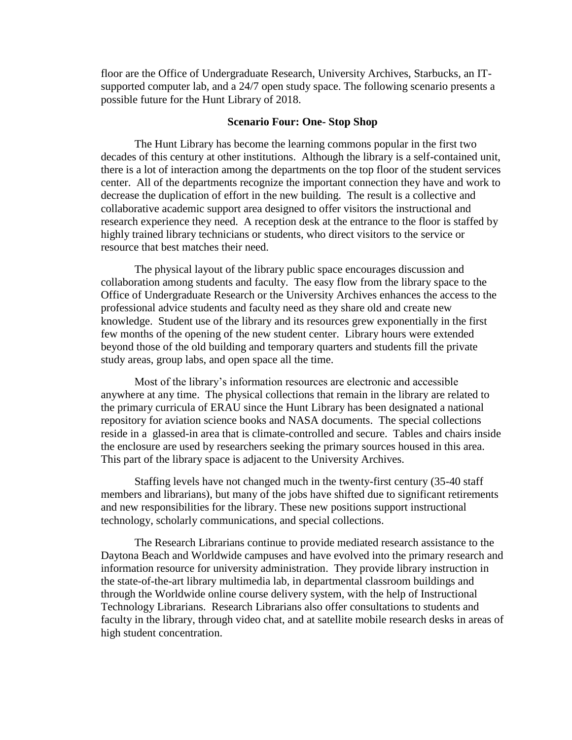floor are the Office of Undergraduate Research, University Archives, Starbucks, an IT-supported computer lab, and a 24/7 open study space. The following scenario presents a possible future for the Hunt Library of 2018.

### Scenario Four: One- Stop Shop

The Hunt Library has become the learning commons popular in the first two decades of this century at other institutions. Although the library is a self-contained unit, there is a lot of interaction among the departments on the top floor of the student services center. All of the departments recognize the important connection they have and work to decrease the duplication of effort in the new building. The result is a collective and collaborative academic support area designed to offer visitors the instructional and research experience they need. A reception desk at the entrance to the floor is staffed by highly trained library technicians or students, who direct visitors to the service or resource that best matches their need.

The physical layout of the library public space encourages discussion and collaboration among students and faculty. The easy flow from the library space to the Office of Undergraduate Research or the University Archives enhances the access to the professional advice students and faculty need as they share old and create new knowledge. Student use of the library and its resources grew exponentially in the first few months of the opening of the new student center. Library hours were extended beyond those of the old building and temporary quarters and students fill the private study areas, group labs, and open space all the time.

Most of the library's information resources are electronic and accessible anywhere at any time. The physical collections that remain in the library are related to the primary curricula of ERAU since the Hunt Library has been designated a national repository for aviation science books and NASA documents. The special collections reside in a glassed-in area that is climate-controlled and secure. Tables and chairs inside the enclosure are used by researchers seeking the primary sources housed in this area. This part of the library space is adjacent to the University Archives.

Staffing levels have not changed much in the twenty-first century (35-40 staff members and librarians), but many of the jobs have shifted due to significant retirements and new responsibilities for the library. These new positions support instructional technology, scholarly communications, and special collections.

The Research Librarians continue to provide mediated research assistance to the Daytona Beach and Worldwide campuses and have evolved into the primary research and information resource for university administration. They provide library instruction in the state-of-the-art library multimedia lab, in departmental classroom buildings and through the Worldwide online course delivery system, with the help of Instructional Technology Librarians. Research Librarians also offer consultations to students and faculty in the library, through video chat, and at satellite mobile research desks in areas of high student concentration.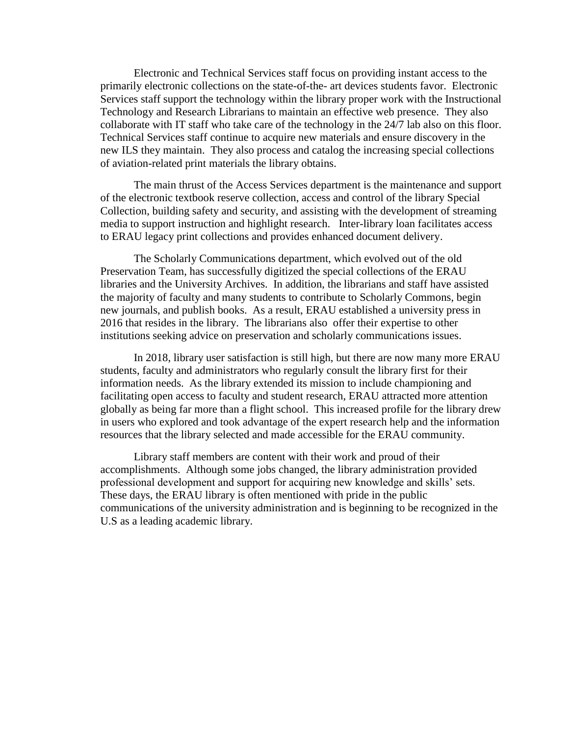Electronic and Technical Services staff focus on providing instant access to the primarily electronic collections on the state-of-the- art devices students favor. Electronic Services staff support the technology within the library proper work with the Instructional Technology and Research Librarians to maintain an effective web presence. They also collaborate with IT staff who take care of the technology in the 24/7 lab also on this floor. Technical Services staff continue to acquire new materials and ensure discovery in the new ILS they maintain. They also process and catalog the increasing special collections of aviation-related print materials the library obtains.

The main thrust of the Access Services department is the maintenance and support of the electronic textbook reserve collection, access and control of the library Special Collection, building safety and security, and assisting with the development of streaming media to support instruction and highlight research. Inter-library loan facilitates access to ERAU legacy print collections and provides enhanced document delivery.

The Scholarly Communications department, which evolved out of the old Preservation Team, has successfully digitized the special collections of the ERAU libraries and the University Archives. In addition, the librarians and staff have assisted the majority of faculty and many students to contribute to Scholarly Commons, begin new journals, and publish books. As a result, ERAU established a university press in 2016 that resides in the library. The librarians also offer their expertise to other institutions seeking advice on preservation and scholarly communications issues.

In 2018, library user satisfaction is still high, but there are now many more ERAU students, faculty and administrators who regularly consult the library first for their information needs. As the library extended its mission to include championing and facilitating open access to faculty and student research, ERAU attracted more attention globally as being far more than a flight school. This increased profile for the library drew in users who explored and took advantage of the expert research help and the information resources that the library selected and made accessible for the ERAU community.

Library staff members are content with their work and proud of their accomplishments. Although some jobs changed, the library administration provided professional development and support for acquiring new knowledge and skills' sets. These days, the ERAU library is often mentioned with pride in the public communications of the university administration and is beginning to be recognized in the U.S as a leading academic library.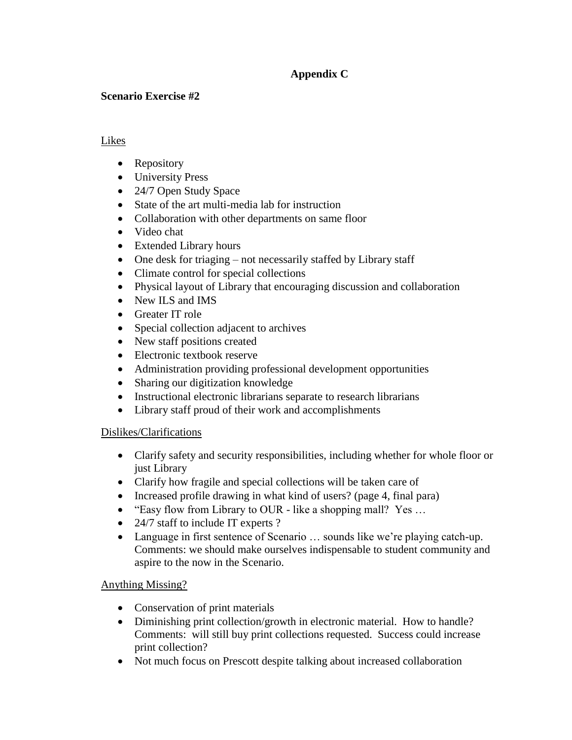# Appendix C

**Scenario Exercise #2**

Likes

- Repository
- University Press
- 24/7 Open Study Space
- State of the art multi-media lab for instruction
- Collaboration with other departments on same floor
- Video chat
- Extended Library hours
- One desk for triaging – not necessarily staffed by Library staff
- Climate control for special collections
- Physical layout of Library that encouraging discussion and collaboration
- New ILS and IMS
- Greater IT role
- Special collection adjacent to archives
- New staff positions created
- Electronic textbook reserve
- Administration providing professional development opportunities
- Sharing our digitization knowledge
- Instructional electronic librarians separate to research librarians
- Library staff proud of their work and accomplishments

Dislikes/Clarifications

- Clarify safety and security responsibilities, including whether for whole floor or just Library
- Clarify how fragile and special collections will be taken care of
- Increased profile drawing in what kind of users? (page 4, final para)
- "Easy flow from Library to OUR - like a shopping mall? Yes …
- 24/7 staff to include IT experts ?
- Language in first sentence of Scenario … sounds like we're playing catch-up. Comments: we should make ourselves indispensable to student community and aspire to the now in the Scenario.

Anything Missing?

- Conservation of print materials
- Diminishing print collection/growth in electronic material. How to handle? Comments: will still buy print collections requested. Success could increase print collection?
- Not much focus on Prescott despite talking about increased collaboration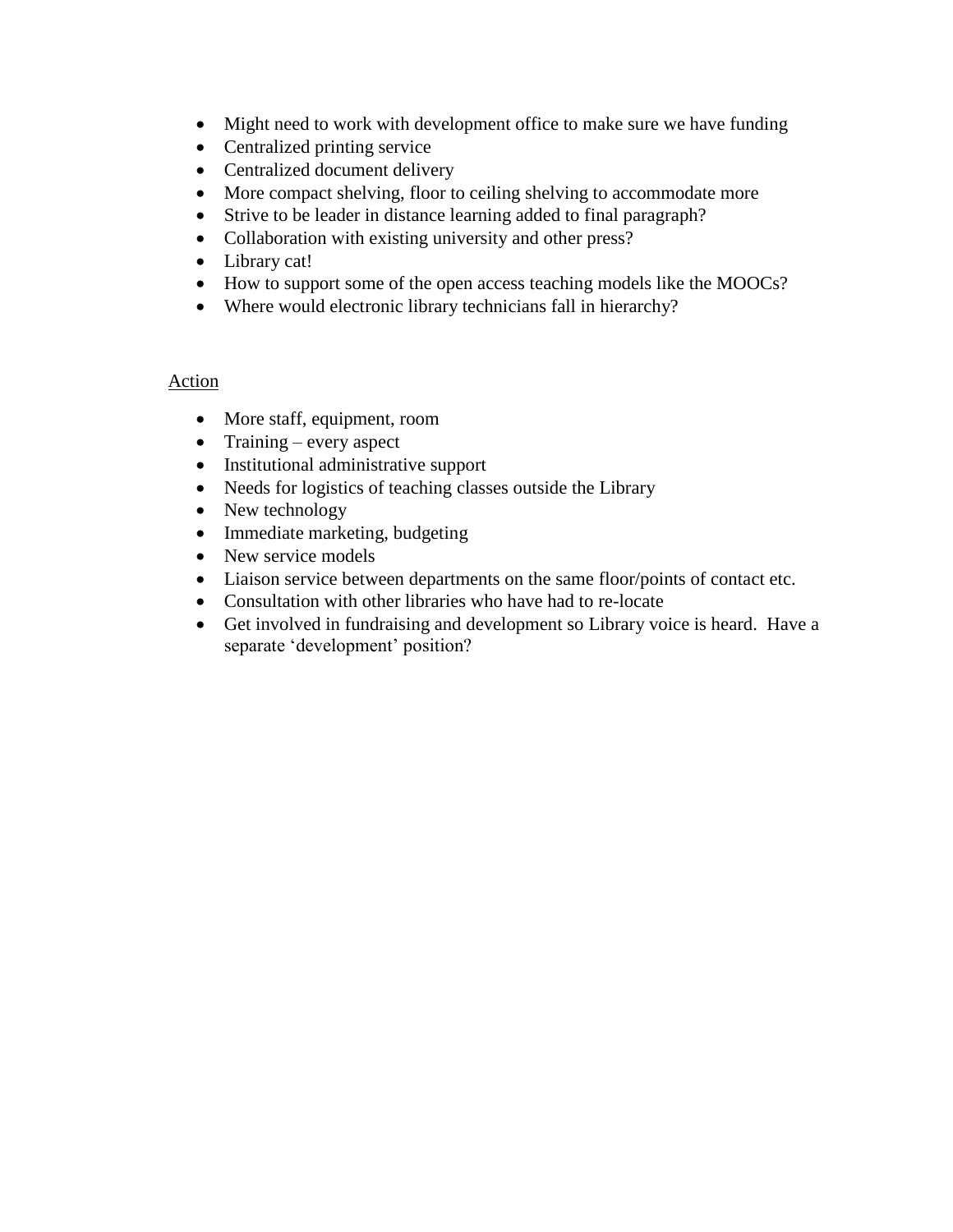- Might need to work with development office to make sure we have funding
- Centralized printing service
- Centralized document delivery
- More compact shelving, floor to ceiling shelving to accommodate more
- Strive to be leader in distance learning added to final paragraph?
- Collaboration with existing university and other press?
- Library cat!
- How to support some of the open access teaching models like the MOOCs?
- Where would electronic library technicians fall in hierarchy?

<u>Action</u>

- More staff, equipment, room
- Training – every aspect
- Institutional administrative support
- Needs for logistics of teaching classes outside the Library
- New technology
- Immediate marketing, budgeting
- New service models
- Liaison service between departments on the same floor/points of contact etc.
- Consultation with other libraries who have had to re-locate
- Get involved in fundraising and development so Library voice is heard. Have a separate 'development' position?